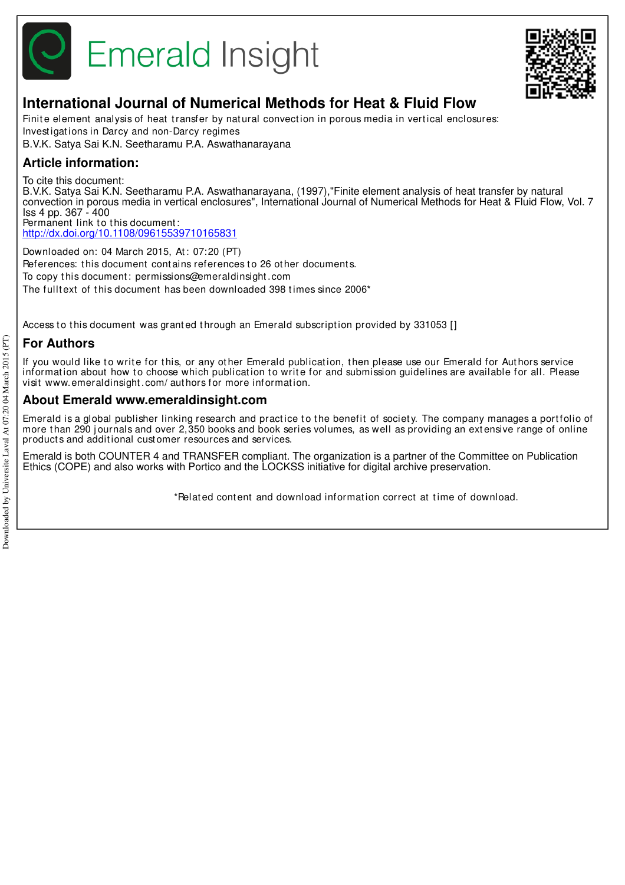# International Journal of Numerical Methods for Heat & Fluid Flow

Finite element analysis of heat transfer by natural convection in porous media in vertical enclosures: Investigations in Darcy and non-Darcy regimes

B.V.K. Satya Sai K.N. Seetharamu P.A. Aswathanarayana

## Article information:

To cite this document:

B.V.K. Satya Sai K.N. Seetharamu P.A. Aswathanarayana, (1997),"Finite element analysis of heat transfer by natural convection in porous media in vertical enclosures", International Journal of Numerical Methods for Heat & Fluid Flow, Vol. 7 Iss 4 pp. 367 - 400

Permanent link to this document:

http://dx.doi.org/10.1108/09615539710165831

Downloaded on: 04 March 2015, At: 07:20 (PT)

References: this document contains references to 26 other documents.

To copy this document: permissions@emeraldinsight.com

The fulltext of this document has been downloaded 398 times since 2006*

Access to this document was granted through an Emerald subscription provided by 331053 []

## For Authors

If you would like to write for this, or any other Emerald publication, then please use our Emerald for Authors service information about how to choose which publication to write for and submission guidelines are available for all. Please visit www.emeraldinsight.com/authors for more information.

## About Emerald www.emeraldinsight.com

Emerald is a global publisher linking research and practice to the benefit of society. The company manages a portfolio of more than 290 journals and over 2,350 books and book series volumes, as well as providing an extensive range of online products and additional customer resources and services.

Emerald is both COUNTER 4 and TRANSFER compliant. The organization is a partner of the Committee on Publication Ethics (COPE) and also works with Portico and the LOCKSS initiative for digital archive preservation.

*Related content and download information correct at time of download.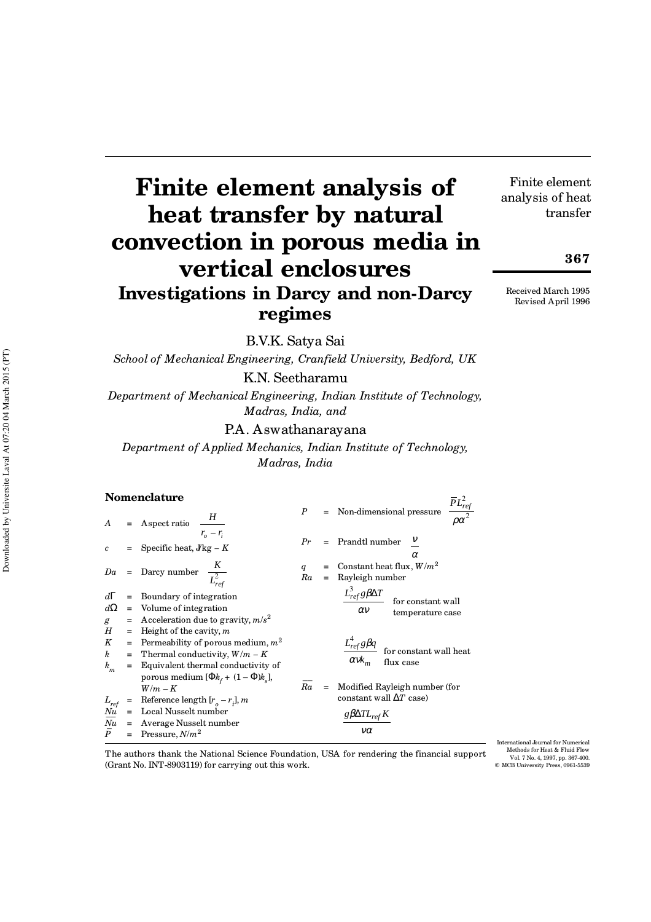# Finite element analysis of heat transfer by natural convection in porous media in vertical enclosures

## Investigations in Darcy and non-Darcy regimes

B.V.K. Satya Sai

*School of Mechanical Engineering, Cranfield University, Bedford, UK*

K.N. Seetharamu

*Department of Mechanical Engineering, Indian Institute of Technology, Madras, India, and*

P.A. Aswathanarayana

*Department of Applied Mechanics, Indian Institute of Technology, Madras, India*

Received March 1995
Revised April 1996

### Nomenclature

| | | |
|---|---|---|
| $A$ | = | Aspect ratio $\frac{H}{r_o - r_i}$ |
| $c$ | = | Specific heat, $J/kg - K$ |
| $Da$ | = | Darcy number $\frac{K}{L_{ref}^2}$ |
| $d\Gamma$ | = | Boundary of integration |
| $d\Omega$ | = | Volume of integration |
| $g$ | = | Acceleration due to gravity, $m/s^2$ |
| $H$ | = | Height of the cavity, $m$ |
| $K$ | = | Permeability of porous medium, $m^2$ |
| $k$ | = | Thermal conductivity, $W/m - K$ |
| $k_m$ | = | Equivalent thermal conductivity of porous medium $[\Phi k_f + (1 - \Phi)k_s]$, $W/m - K$ |
| $L_{ref}$ | = | Reference length $[r_o - r_i]$, $m$ |
| $Nu$ | = | Local Nusselt number |
| $\overline{Nu}$ | = | Average Nusselt number |
| $\overline{P}$ | = | Pressure, $N/m^2$ |
| $P$ | = | Non-dimensional pressure $\frac{\overline{P} L_{ref}^2}{\rho \alpha^2}$ |
| $Pr$ | = | Prandtl number $\frac{\nu}{\alpha}$ |
| $q$ | = | Constant heat flux, $W/m^2$ |
| $Ra$ | = | Rayleigh number $\frac{L_{ref}^3 g \beta \Delta T}{\alpha \nu}$ for constant wall temperature case; $\frac{L_{ref}^4 g \beta q}{\alpha \nu k_m}$ for constant wall heat flux case |
| $\overline{Ra}$ | = | Modified Rayleigh number (for constant wall $\Delta T$ case) $\frac{g \beta \Delta T L_{ref} K}{\nu \alpha}$ |

The authors thank the National Science Foundation, USA for rendering the financial support (Grant No. INT-8903119) for carrying out this work.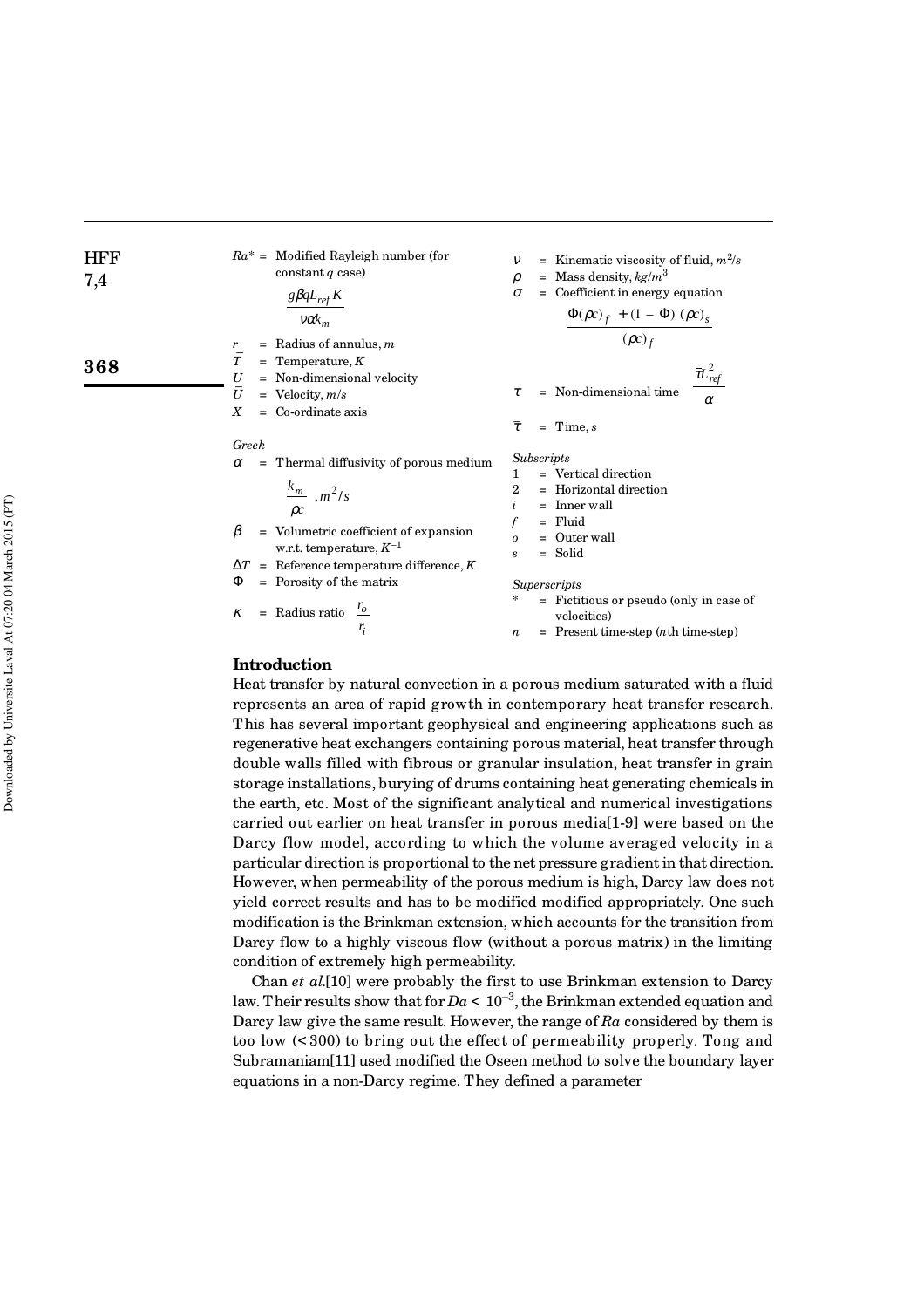$Ra^*$ = Modified Rayleigh number (for constant $q$ case) $\dfrac{g\beta q L_{ref} K}{\nu\alpha k_m}$

$r$ = Radius of annulus, $m$

$\bar{T}$ = Temperature, $K$

$U$ = Non-dimensional velocity

$\bar{U}$ = Velocity, $m/s$

$X$ = Co-ordinate axis

*Greek*

$\alpha$ = Thermal diffusivity of porous medium $\dfrac{k_m}{\rho c}$, $m^2/s$

$\beta$ = Volumetric coefficient of expansion w.r.t. temperature, $K^{-1}$

$\Delta T$ = Reference temperature difference, $K$

$\Phi$ = Porosity of the matrix

$\kappa$ = Radius ratio $\dfrac{r_o}{r_i}$

$\nu$ = Kinematic viscosity of fluid, $m^2/s$

$\rho$ = Mass density, $kg/m^3$

$\sigma$ = Coefficient in energy equation $\dfrac{\Phi(\rho c)_f + (1-\Phi)(\rho c)_s}{(\rho c)_f}$

$\tau$ = Non-dimensional time $\dfrac{\bar{\tau} L_{ref}^2}{\alpha}$

$\bar{\tau}$ = Time, $s$

*Subscripts*

1 = Vertical direction

2 = Horizontal direction

$i$ = Inner wall

$f$ = Fluid

$o$ = Outer wall

$s$ = Solid

*Superscripts*

\* = Fictitious or pseudo (only in case of velocities)

$n$ = Present time-step ($n$th time-step)

## Introduction

Heat transfer by natural convection in a porous medium saturated with a fluid represents an area of rapid growth in contemporary heat transfer research. This has several important geophysical and engineering applications such as regenerative heat exchangers containing porous material, heat transfer through double walls filled with fibrous or granular insulation, heat transfer in grain storage installations, burying of drums containing heat generating chemicals in the earth, etc. Most of the significant analytical and numerical investigations carried out earlier on heat transfer in porous media[1-9] were based on the Darcy flow model, according to which the volume averaged velocity in a particular direction is proportional to the net pressure gradient in that direction. However, when permeability of the porous medium is high, Darcy law does not yield correct results and has to be modified modified appropriately. One such modification is the Brinkman extension, which accounts for the transition from Darcy flow to a highly viscous flow (without a porous matrix) in the limiting condition of extremely high permeability.

Chan *et al.*[10] were probably the first to use Brinkman extension to Darcy law. Their results show that for $Da < 10^{-3}$, the Brinkman extended equation and Darcy law give the same result. However, the range of $Ra$ considered by them is too low ($< 300$) to bring out the effect of permeability properly. Tong and Subramaniam[11] used modified the Oseen method to solve the boundary layer equations in a non-Darcy regime. They defined a parameter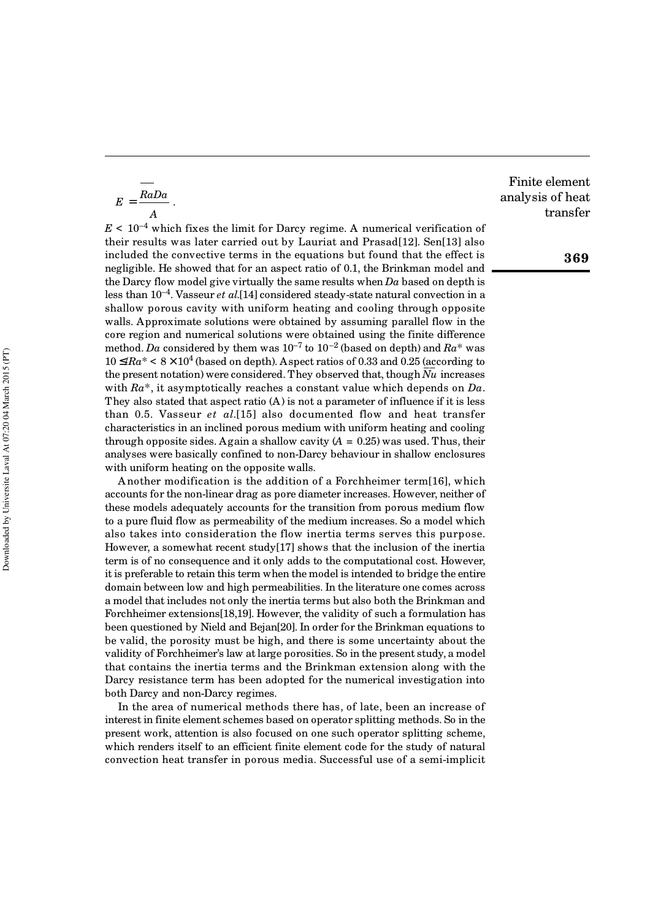$$E = \frac{\sqrt{RaDa}}{A}.$$

$E < 10^{-4}$ which fixes the limit for Darcy regime. A numerical verification of their results was later carried out by Lauriat and Prasad[12]. Sen[13] also included the convective terms in the equations but found that the effect is negligible. He showed that for an aspect ratio of 0.1, the Brinkman model and the Darcy flow model give virtually the same results when $Da$ based on depth is less than $10^{-4}$. Vasseur *et al.*[14] considered steady-state natural convection in a shallow porous cavity with uniform heating and cooling through opposite walls. Approximate solutions were obtained by assuming parallel flow in the core region and numerical solutions were obtained using the finite difference method. $Da$ considered by them was $10^{-7}$ to $10^{-2}$ (based on depth) and $Ra^*$ was $10 \leq Ra^* < 8 \times 10^4$ (based on depth). Aspect ratios of 0.33 and 0.25 (according to the present notation) were considered. They observed that, though $\overline{Nu}$ increases with $Ra^*$, it asymptotically reaches a constant value which depends on $Da$. They also stated that aspect ratio (A) is not a parameter of influence if it is less than 0.5. Vasseur *et al.*[15] also documented flow and heat transfer characteristics in an inclined porous medium with uniform heating and cooling through opposite sides. Again a shallow cavity ($A = 0.25$) was used. Thus, their analyses were basically confined to non-Darcy behaviour in shallow enclosures with uniform heating on the opposite walls.

Another modification is the addition of a Forchheimer term[16], which accounts for the non-linear drag as pore diameter increases. However, neither of these models adequately accounts for the transition from porous medium flow to a pure fluid flow as permeability of the medium increases. So a model which also takes into consideration the flow inertia terms serves this purpose. However, a somewhat recent study[17] shows that the inclusion of the inertia term is of no consequence and it only adds to the computational cost. However, it is preferable to retain this term when the model is intended to bridge the entire domain between low and high permeabilities. In the literature one comes across a model that includes not only the inertia terms but also both the Brinkman and Forchheimer extensions[18,19]. However, the validity of such a formulation has been questioned by Nield and Bejan[20]. In order for the Brinkman equations to be valid, the porosity must be high, and there is some uncertainty about the validity of Forchheimer's law at large porosities. So in the present study, a model that contains the inertia terms and the Brinkman extension along with the Darcy resistance term has been adopted for the numerical investigation into both Darcy and non-Darcy regimes.

In the area of numerical methods there has, of late, been an increase of interest in finite element schemes based on operator splitting methods. So in the present work, attention is also focused on one such operator splitting scheme, which renders itself to an efficient finite element code for the study of natural convection heat transfer in porous media. Successful use of a semi-implicit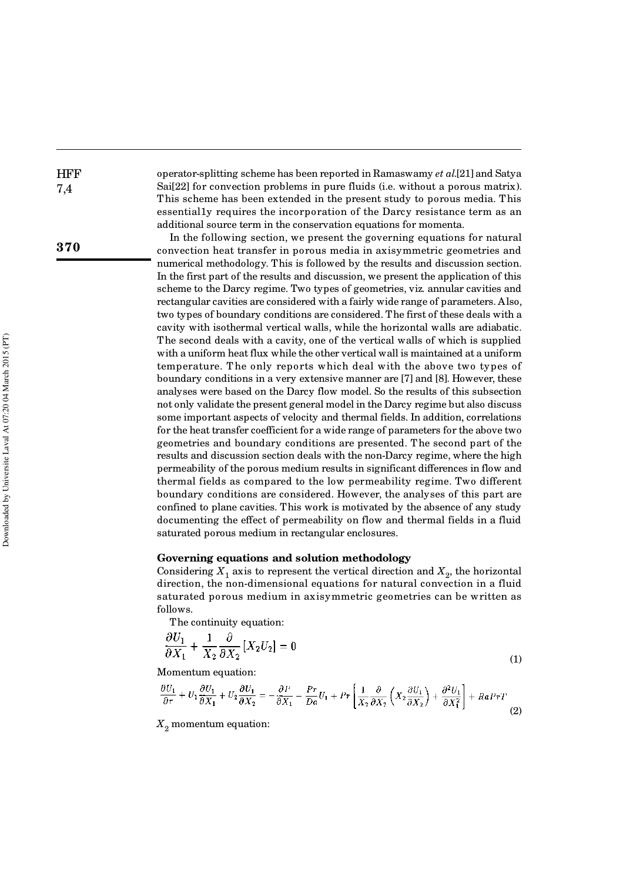operator-splitting scheme has been reported in Ramaswamy *et al.*[21] and Satya Sai[22] for convection problems in pure fluids (i.e. without a porous matrix). This scheme has been extended in the present study to porous media. This essentially requires the incorporation of the Darcy resistance term as an additional source term in the conservation equations for momenta.

In the following section, we present the governing equations for natural convection heat transfer in porous media in axisymmetric geometries and numerical methodology. This is followed by the results and discussion section. In the first part of the results and discussion, we present the application of this scheme to the Darcy regime. Two types of geometries, viz. annular cavities and rectangular cavities are considered with a fairly wide range of parameters. Also, two types of boundary conditions are considered. The first of these deals with a cavity with isothermal vertical walls, while the horizontal walls are adiabatic. The second deals with a cavity, one of the vertical walls of which is supplied with a uniform heat flux while the other vertical wall is maintained at a uniform temperature. The only reports which deal with the above two types of boundary conditions in a very extensive manner are [7] and [8]. However, these analyses were based on the Darcy flow model. So the results of this subsection not only validate the present general model in the Darcy regime but also discuss some important aspects of velocity and thermal fields. In addition, correlations for the heat transfer coefficient for a wide range of parameters for the above two geometries and boundary conditions are presented. The second part of the results and discussion section deals with the non-Darcy regime, where the high permeability of the porous medium results in significant differences in flow and thermal fields as compared to the low permeability regime. Two different boundary conditions are considered. However, the analyses of this part are confined to plane cavities. This work is motivated by the absence of any study documenting the effect of permeability on flow and thermal fields in a fluid saturated porous medium in rectangular enclosures.

## Governing equations and solution methodology

Considering $X_1$ axis to represent the vertical direction and $X_2$, the horizontal direction, the non-dimensional equations for natural convection in a fluid saturated porous medium in axisymmetric geometries can be written as follows.

The continuity equation:

$$\frac{\partial U_1}{\partial X_1} + \frac{1}{X_2}\frac{\partial}{\partial X_2}\left[X_2 U_2\right] = 0 \tag{1}$$

Momentum equation:

$$\frac{\partial U_1}{\partial \tau} + U_1\frac{\partial U_1}{\partial X_1} + U_2\frac{\partial U_1}{\partial X_2} = -\frac{\partial P}{\partial X_1} - \frac{Pr}{Da}U_1 + Pr\left[\frac{1}{X_2}\frac{\partial}{\partial X_2}\left(X_2\frac{\partial U_1}{\partial X_2}\right) + \frac{\partial^2 U_1}{\partial X_1^2}\right] + Ra\,Pr\,T \tag{2}$$

$X_2$ momentum equation: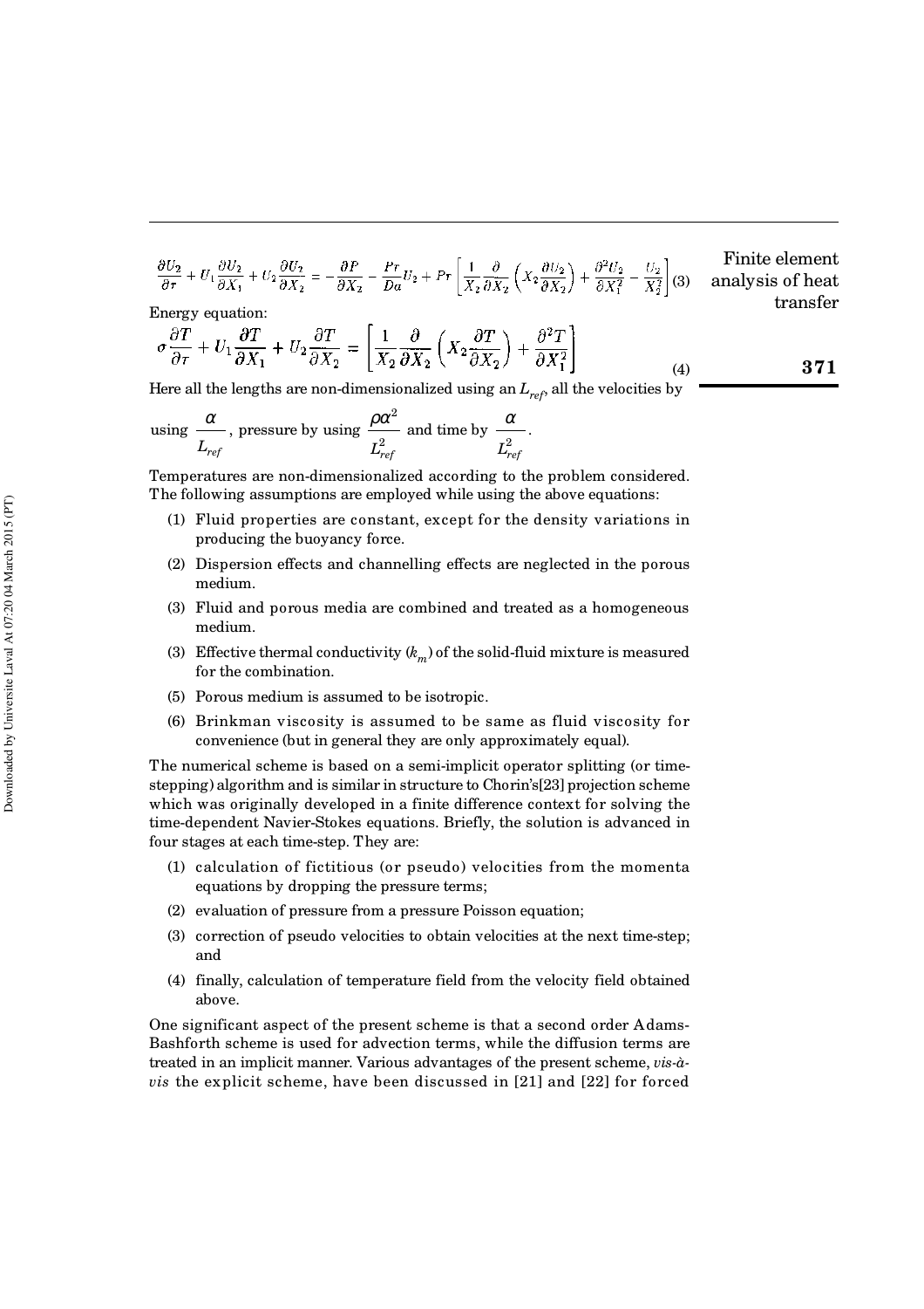$$\frac{\partial U_2}{\partial \tau} + U_1 \frac{\partial U_2}{\partial X_1} + U_2 \frac{\partial U_2}{\partial X_2} = -\frac{\partial P}{\partial X_2} - \frac{Pr}{Da} U_2 + Pr \left[ \frac{1}{X_2} \frac{\partial}{\partial X_2} \left( X_2 \frac{\partial U_2}{\partial X_2} \right) + \frac{\partial^2 U_2}{\partial X_1^2} - \frac{U_2}{X_2^2} \right] \quad (3)$$

Energy equation:

$$\sigma \frac{\partial T}{\partial \tau} + U_1 \frac{\partial T}{\partial X_1} + U_2 \frac{\partial T}{\partial X_2} = \left[ \frac{1}{X_2} \frac{\partial}{\partial X_2} \left( X_2 \frac{\partial T}{\partial X_2} \right) + \frac{\partial^2 T}{\partial X_1^2} \right] \quad (4)$$

Here all the lengths are non-dimensionalized using an $L_{ref}$, all the velocities by using $\frac{\alpha}{L_{ref}}$, pressure by using $\frac{\rho \alpha^2}{L_{ref}^2}$ and time by $\frac{\alpha}{L_{ref}^2}$.

Temperatures are non-dimensionalized according to the problem considered. The following assumptions are employed while using the above equations:

(1) Fluid properties are constant, except for the density variations in producing the buoyancy force.

(2) Dispersion effects and channelling effects are neglected in the porous medium.

(3) Fluid and porous media are combined and treated as a homogeneous medium.

(3) Effective thermal conductivity ($k_m$) of the solid-fluid mixture is measured for the combination.

(5) Porous medium is assumed to be isotropic.

(6) Brinkman viscosity is assumed to be same as fluid viscosity for convenience (but in general they are only approximately equal).

The numerical scheme is based on a semi-implicit operator splitting (or time-stepping) algorithm and is similar in structure to Chorin's[23] projection scheme which was originally developed in a finite difference context for solving the time-dependent Navier-Stokes equations. Briefly, the solution is advanced in four stages at each time-step. They are:

(1) calculation of fictitious (or pseudo) velocities from the momenta equations by dropping the pressure terms;

(2) evaluation of pressure from a pressure Poisson equation;

(3) correction of pseudo velocities to obtain velocities at the next time-step; and

(4) finally, calculation of temperature field from the velocity field obtained above.

One significant aspect of the present scheme is that a second order Adams-Bashforth scheme is used for advection terms, while the diffusion terms are treated in an implicit manner. Various advantages of the present scheme, *vis-à-vis* the explicit scheme, have been discussed in [21] and [22] for forced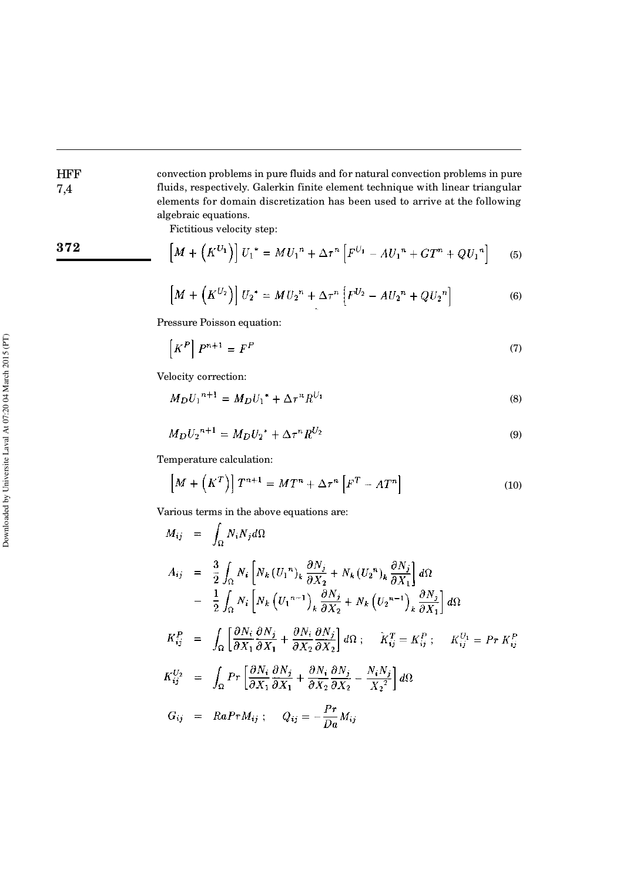convection problems in pure fluids and for natural convection problems in pure fluids, respectively. Galerkin finite element technique with linear triangular elements for domain discretization has been used to arrive at the following algebraic equations.

Fictitious velocity step:

$$\left[M + \left(K^{U_1}\right)\right] {U_1}^* = M{U_1}^n + \Delta\tau^n \left[F^{U_1} - A{U_1}^n + GT^n + Q{U_1}^n\right] \quad (5)$$

$$\left[M + \left(K^{U_2}\right)\right] {U_2}^* = M{U_2}^n + \Delta\tau^n \left[F^{U_2} - A{U_2}^n + Q{U_2}^n\right] \quad (6)$$

Pressure Poisson equation:

$$\left[K^P\right] P^{n+1} = F^P \quad (7)$$

Velocity correction:

$$M_D {U_1}^{n+1} = M_D {U_1}^* + \Delta\tau^n R^{U_1} \quad (8)$$

$$M_D {U_2}^{n+1} = M_D {U_2}^* + \Delta\tau^n R^{U_2} \quad (9)$$

Temperature calculation:

$$\left[M + \left(K^T\right)\right] T^{n+1} = MT^n + \Delta\tau^n \left[F^T - AT^n\right] \quad (10)$$

Various terms in the above equations are:

$$M_{ij} = \int_\Omega N_i N_j d\Omega$$

$$\begin{aligned} A_{ij} = &\ \frac{3}{2}\int_\Omega N_i \left[N_k \left({U_1}^n\right)_k \frac{\partial N_j}{\partial X_2} + N_k \left({U_2}^n\right)_k \frac{\partial N_j}{\partial X_1}\right] d\Omega \\ &- \frac{1}{2}\int_\Omega N_i \left[N_k \left({U_1}^{n-1}\right)_k \frac{\partial N_j}{\partial X_2} + N_k \left({U_2}^{n-1}\right)_k \frac{\partial N_j}{\partial X_1}\right] d\Omega \end{aligned}$$

$$K_{ij}^P = \int_\Omega \left[\frac{\partial N_i}{\partial X_1}\frac{\partial N_j}{\partial X_1} + \frac{\partial N_i}{\partial X_2}\frac{\partial N_j}{\partial X_2}\right] d\Omega\ ; \qquad K_{ij}^T = K_{ij}^P\ ; \qquad K_{ij}^{U_1} = Pr\, K_{ij}^P$$

$$K_{ij}^{U_2} = \int_\Omega Pr \left[\frac{\partial N_i}{\partial X_1}\frac{\partial N_j}{\partial X_1} + \frac{\partial N_i}{\partial X_2}\frac{\partial N_j}{\partial X_2} - \frac{N_i N_j}{{X_2}^2}\right] d\Omega$$

$$G_{ij} = Ra Pr M_{ij}\ ; \qquad Q_{ij} = -\frac{Pr}{Da} M_{ij}$$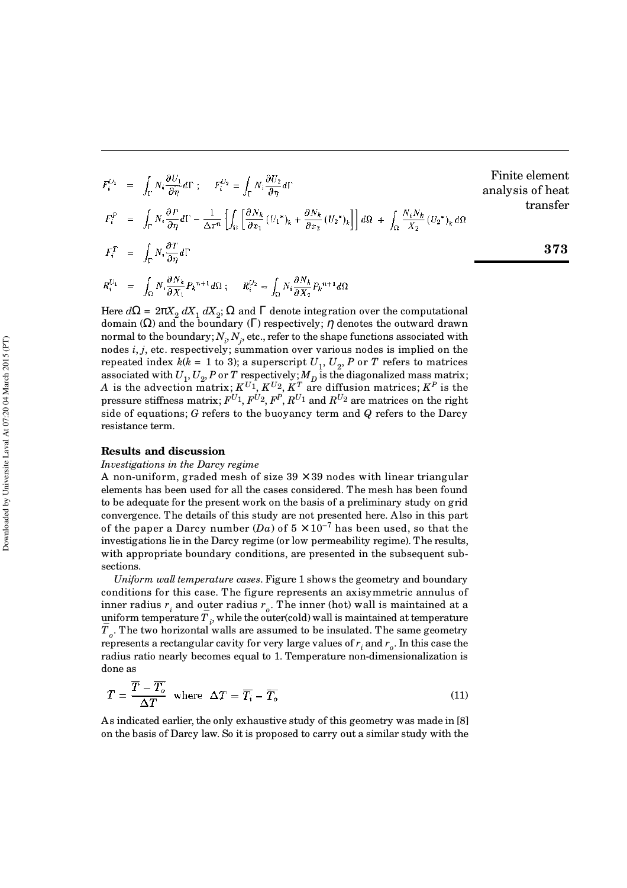$$F_i^{U_1} = \int_\Gamma N_i \frac{\partial U_1}{\partial \eta} d\Gamma \; ; \quad F_i^{U_2} = \int_\Gamma N_i \frac{\partial U_2}{\partial \eta} d\Gamma$$

$$F_i^P = \int_\Gamma N_i \frac{\partial P}{\partial \eta} d\Gamma - \frac{1}{\Delta \tau^n} \left[ \int_\Omega \left[ \frac{\partial N_k}{\partial x_1} (U_1^*)_k + \frac{\partial N_k}{\partial x_2} (U_2^*)_k \right] \right] d\Omega + \int_\Omega \frac{N_i N_k}{X_2} (U_2^*)_k d\Omega$$

$$F_i^T = \int_\Gamma N_i \frac{\partial T}{\partial \eta} d\Gamma$$

$$R_i^{U_1} = \int_\Omega N_i \frac{\partial N_k}{\partial X_1} P_k^{n+1} d\Omega \; ; \quad R_i^{U_2} = \int_\Omega N_i \frac{\partial N_k}{\partial X_2} P_k^{n+1} d\Omega$$

Here $d\Omega = 2\pi X_2 \, dX_1 \, dX_2$; $\Omega$ and $\Gamma$ denote integration over the computational domain ($\Omega$) and the boundary ($\Gamma$) respectively; $\eta$ denotes the outward drawn normal to the boundary; $N_i$, $N_j$, etc., refer to the shape functions associated with nodes $i, j$, etc. respectively; summation over various nodes is implied on the repeated index $k$($k$ = 1 to 3); a superscript $U_1$, $U_2$, $P$ or $T$ refers to matrices associated with $U_1$, $U_2$, $P$ or $T$ respectively; $M_D$ is the diagonalized mass matrix; $A$ is the advection matrix; $K^{U_1}$, $K^{U_2}$, $K^T$ are diffusion matrices; $K^P$ is the pressure stiffness matrix; $F^{U_1}$, $F^{U_2}$, $F^P$, $R^{U_1}$ and $R^{U_2}$ are matrices on the right side of equations; $G$ refers to the buoyancy term and $Q$ refers to the Darcy resistance term.

## Results and discussion

*Investigations in the Darcy regime*

A non-uniform, graded mesh of size $39 \times 39$ nodes with linear triangular elements has been used for all the cases considered. The mesh has been found to be adequate for the present work on the basis of a preliminary study on grid convergence. The details of this study are not presented here. Also in this part of the paper a Darcy number ($Da$) of $5 \times 10^{-7}$ has been used, so that the investigations lie in the Darcy regime (or low permeability regime). The results, with appropriate boundary conditions, are presented in the subsequent subsections.

*Uniform wall temperature cases*. Figure 1 shows the geometry and boundary conditions for this case. The figure represents an axisymmetric annulus of inner radius $r_i$ and outer radius $r_o$. The inner (hot) wall is maintained at a uniform temperature $\overline{T}_i$, while the outer(cold) wall is maintained at temperature $\overline{T}_o$. The two horizontal walls are assumed to be insulated. The same geometry represents a rectangular cavity for very large values of $r_i$ and $r_o$. In this case the radius ratio nearly becomes equal to 1. Temperature non-dimensionalization is done as

$$T = \frac{\overline{T} - \overline{T_o}}{\Delta T} \quad \text{where} \quad \Delta T = \overline{T_i} - \overline{T_o} \tag{11}$$

As indicated earlier, the only exhaustive study of this geometry was made in [8] on the basis of Darcy law. So it is proposed to carry out a similar study with the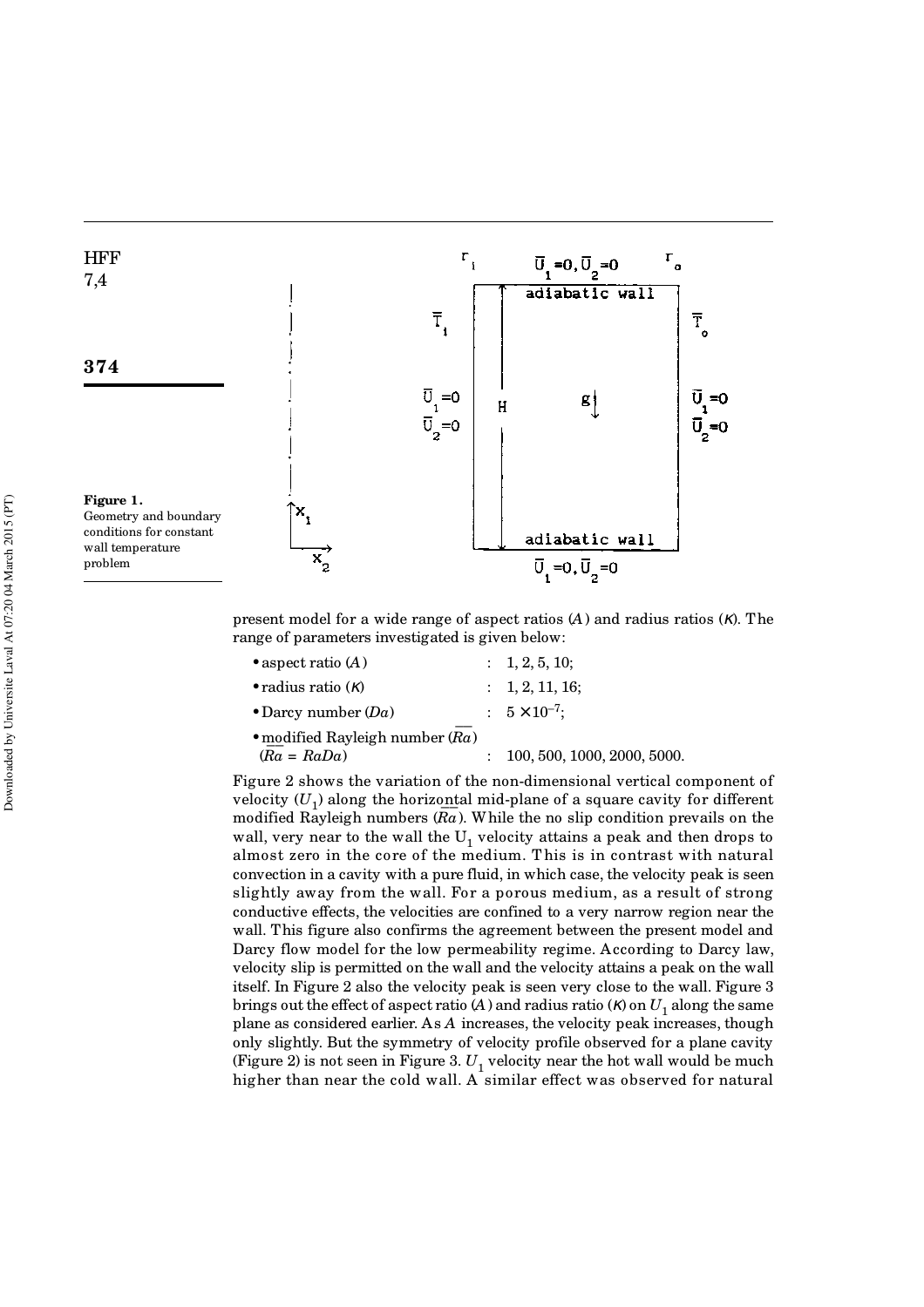Figure 1. Geometry and boundary conditions for constant wall temperature problem

present model for a wide range of aspect ratios ($A$) and radius ratios ($\kappa$). The range of parameters investigated is given below:

- aspect ratio ($A$) : 1, 2, 5, 10;
- radius ratio ($\kappa$) : 1, 2, 11, 16;
- Darcy number ($Da$) : $5 \times 10^{-7}$;
- modified Rayleigh number ($\overline{Ra}$) ($\overline{Ra} = RaDa$) : 100, 500, 1000, 2000, 5000.

Figure 2 shows the variation of the non-dimensional vertical component of velocity ($U_1$) along the horizontal mid-plane of a square cavity for different modified Rayleigh numbers ($\overline{Ra}$). While the no slip condition prevails on the wall, very near to the wall the $U_1$ velocity attains a peak and then drops to almost zero in the core of the medium. This is in contrast with natural convection in a cavity with a pure fluid, in which case, the velocity peak is seen slightly away from the wall. For a porous medium, as a result of strong conductive effects, the velocities are confined to a very narrow region near the wall. This figure also confirms the agreement between the present model and Darcy flow model for the low permeability regime. According to Darcy law, velocity slip is permitted on the wall and the velocity attains a peak on the wall itself. In Figure 2 also the velocity peak is seen very close to the wall. Figure 3 brings out the effect of aspect ratio ($A$) and radius ratio ($\kappa$) on $U_1$ along the same plane as considered earlier. As $A$ increases, the velocity peak increases, though only slightly. But the symmetry of velocity profile observed for a plane cavity (Figure 2) is not seen in Figure 3. $U_1$ velocity near the hot wall would be much higher than near the cold wall. A similar effect was observed for natural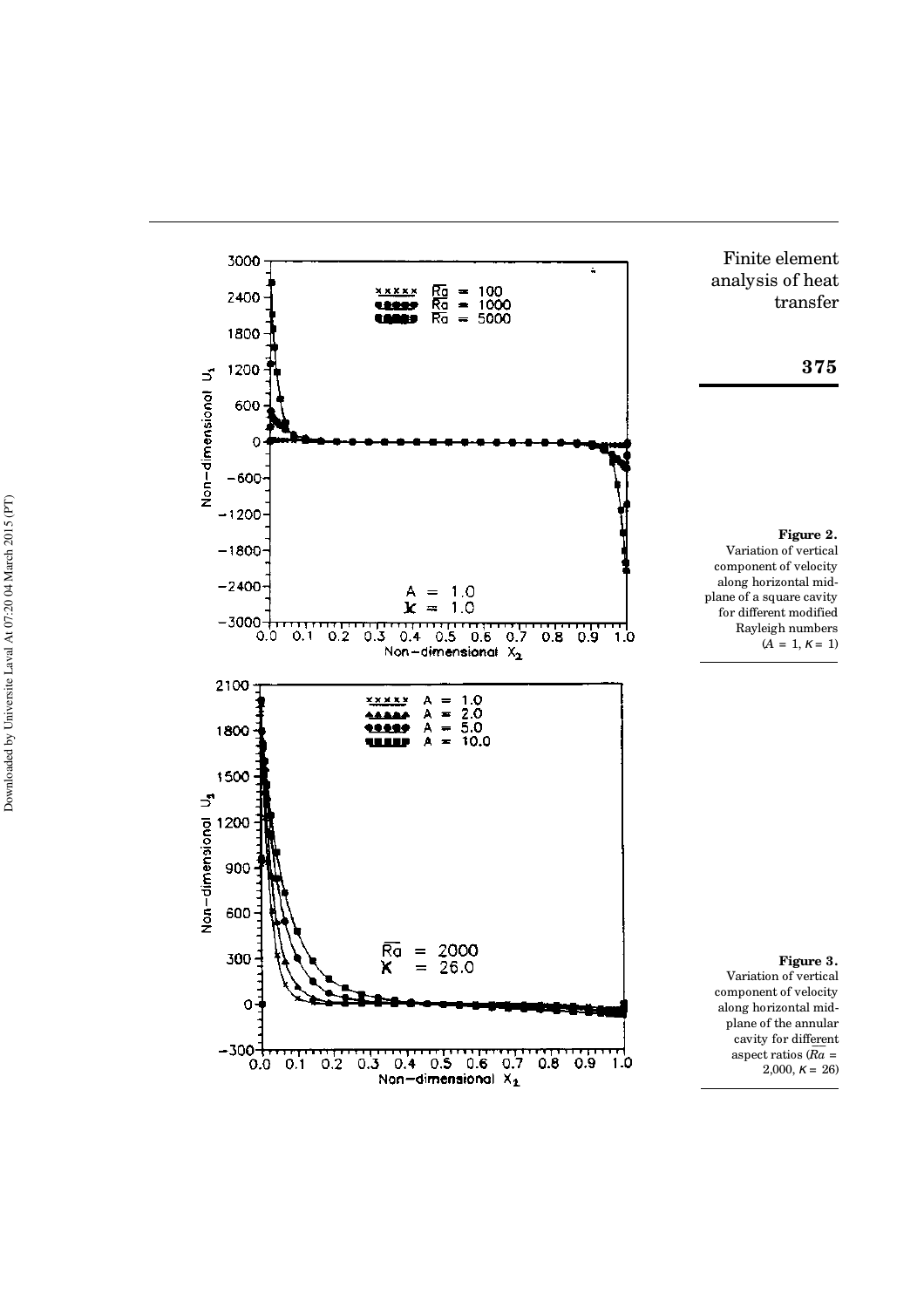**Figure 2.** Variation of vertical component of velocity along horizontal mid-plane of a square cavity for different modified Rayleigh numbers ($A$ = 1, $K$ = 1)

**Figure 3.** Variation of vertical component of velocity along horizontal mid-plane of the annular cavity for different aspect ratios ($\overline{Ra}$ = 2,000, $K$ = 26)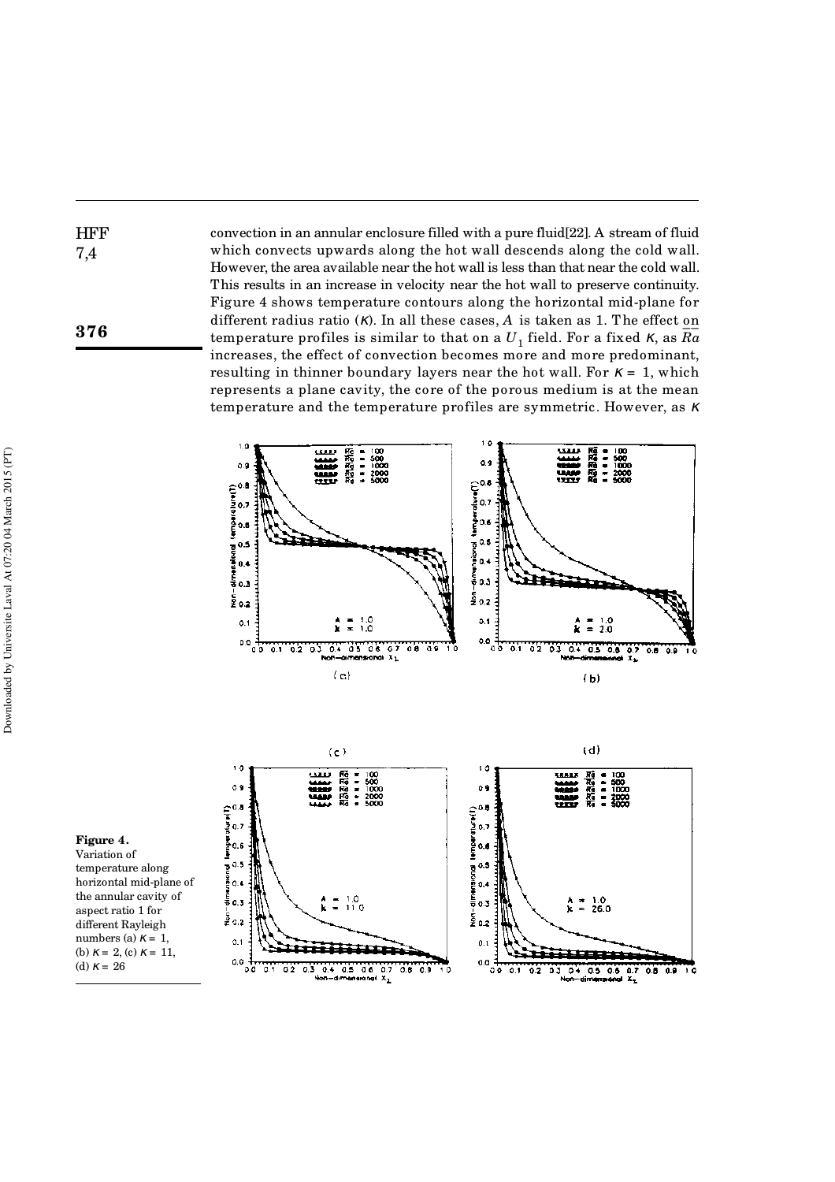convection in an annular enclosure filled with a pure fluid[22]. A stream of fluid which convects upwards along the hot wall descends along the cold wall. However, the area available near the hot wall is less than that near the cold wall. This results in an increase in velocity near the hot wall to preserve continuity. Figure 4 shows temperature contours along the horizontal mid-plane for different radius ratio ($\kappa$). In all these cases, $A$ is taken as 1. The effect on temperature profiles is similar to that on a $U_1$ field. For a fixed $\kappa$, as $\overline{Ra}$ increases, the effect of convection becomes more and more predominant, resulting in thinner boundary layers near the hot wall. For $\kappa = 1$, which represents a plane cavity, the core of the porous medium is at the mean temperature and the temperature profiles are symmetric. However, as $\kappa$

**Figure 4.** Variation of temperature along horizontal mid-plane of the annular cavity of aspect ratio 1 for different Rayleigh numbers (a) $\kappa = 1$, (b) $\kappa = 2$, (c) $\kappa = 11$, (d) $\kappa = 26$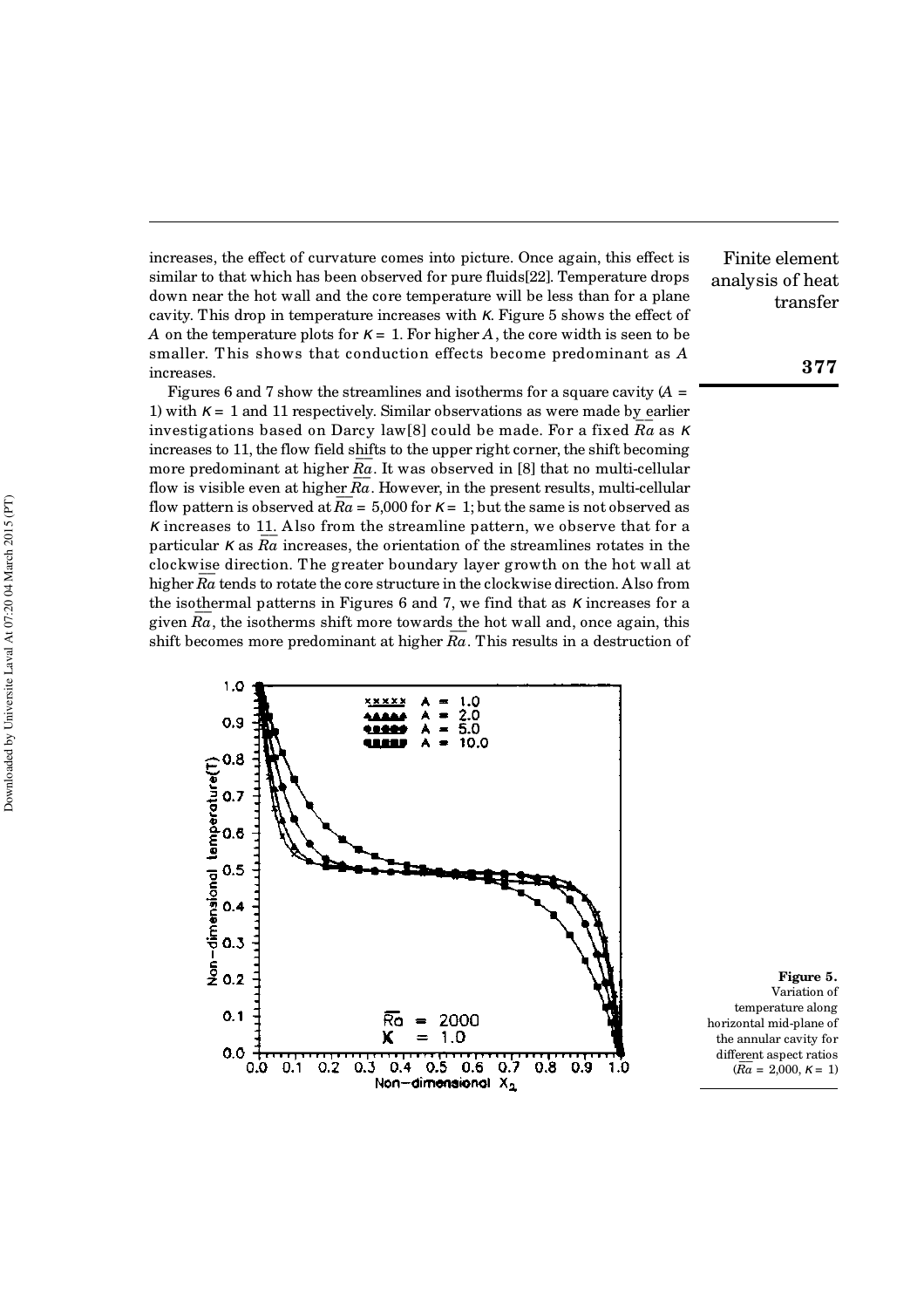increases, the effect of curvature comes into picture. Once again, this effect is similar to that which has been observed for pure fluids[22]. Temperature drops down near the hot wall and the core temperature will be less than for a plane cavity. This drop in temperature increases with $\kappa$. Figure 5 shows the effect of $A$ on the temperature plots for $\kappa = 1$. For higher $A$, the core width is seen to be smaller. This shows that conduction effects become predominant as $A$ increases.

Figures 6 and 7 show the streamlines and isotherms for a square cavity ($A = 1$) with $\kappa = 1$ and 11 respectively. Similar observations as were made by earlier investigations based on Darcy law[8] could be made. For a fixed $\overline{Ra}$ as $\kappa$ increases to 11, the flow field shifts to the upper right corner, the shift becoming more predominant at higher $\overline{Ra}$. It was observed in [8] that no multi-cellular flow is visible even at higher $\overline{Ra}$. However, in the present results, multi-cellular flow pattern is observed at $\overline{Ra} = 5{,}000$ for $\kappa = 1$; but the same is not observed as $\kappa$ increases to 11. Also from the streamline pattern, we observe that for a particular $\kappa$ as $\overline{Ra}$ increases, the orientation of the streamlines rotates in the clockwise direction. The greater boundary layer growth on the hot wall at higher $\overline{Ra}$ tends to rotate the core structure in the clockwise direction. Also from the isothermal patterns in Figures 6 and 7, we find that as $\kappa$ increases for a given $\overline{Ra}$, the isotherms shift more towards the hot wall and, once again, this shift becomes more predominant at higher $\overline{Ra}$. This results in a destruction of

**Figure 5.** Variation of temperature along horizontal mid-plane of the annular cavity for different aspect ratios ($\overline{Ra} = 2{,}000$, $\kappa = 1$)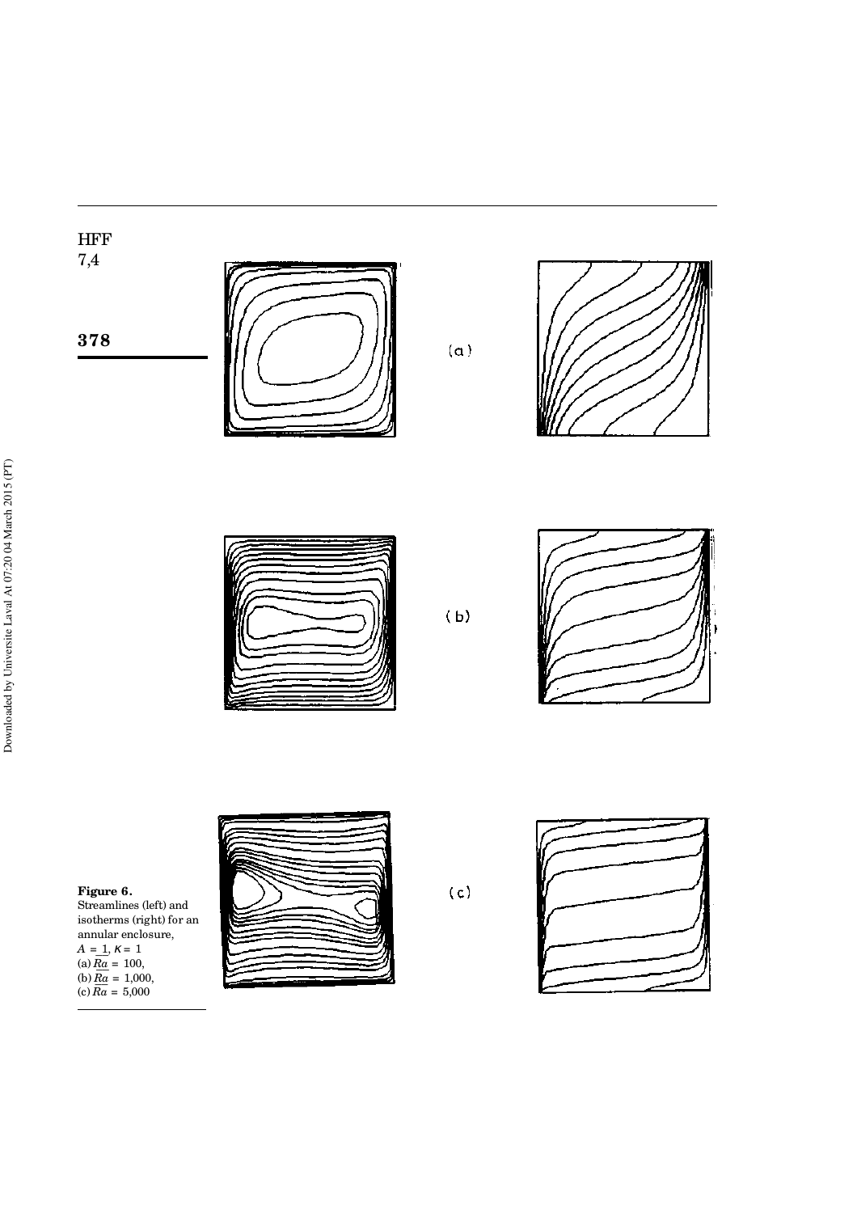(a)

(b)

(c)

**Figure 6.**
Streamlines (left) and isotherms (right) for an annular enclosure, $A = 1$, $\kappa = 1$
(a) $\overline{Ra} = 100$,
(b) $\overline{Ra} = 1{,}000$,
(c) $\overline{Ra} = 5{,}000$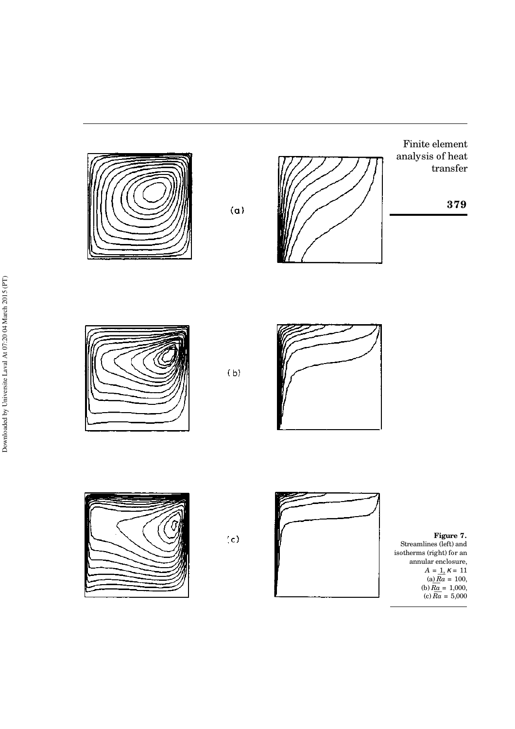(a)

(b)

(c)

**Figure 7.**
Streamlines (left) and isotherms (right) for an annular enclosure, $A = 1$, $\kappa = 11$
(a) $\overline{Ra} = 100$,
(b) $\overline{Ra} = 1,000$,
(c) $\overline{Ra} = 5,000$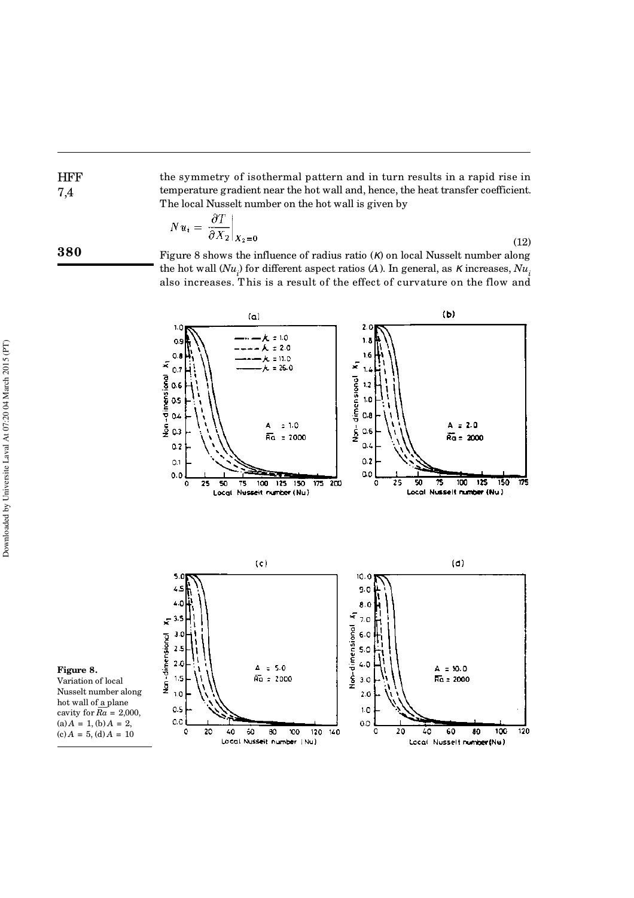the symmetry of isothermal pattern and in turn results in a rapid rise in temperature gradient near the hot wall and, hence, the heat transfer coefficient. The local Nusselt number on the hot wall is given by

$$Nu_i = \left.\frac{\partial T}{\partial X_2}\right|_{X_2=0} \tag{12}$$

Figure 8 shows the influence of radius ratio ($\kappa$) on local Nusselt number along the hot wall ($Nu_i$) for different aspect ratios ($A$). In general, as $\kappa$ increases, $Nu_i$ also increases. This is a result of the effect of curvature on the flow and

**Figure 8.** Variation of local Nusselt number along hot wall of a plane cavity for $\overline{Ra}$ = 2,000, (a) $A$ = 1, (b) $A$ = 2, (c) $A$ = 5, (d) $A$ = 10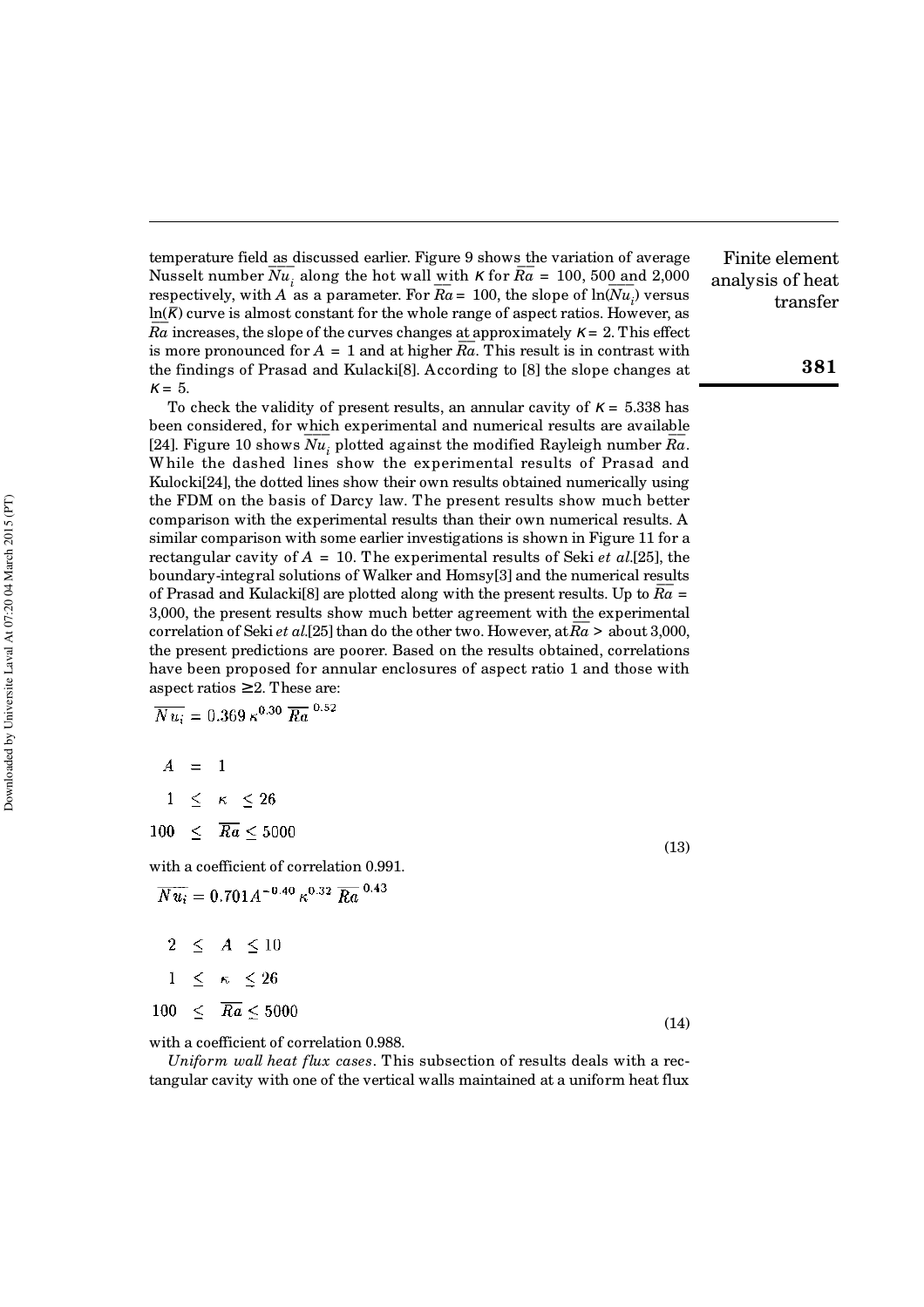temperature field as discussed earlier. Figure 9 shows the variation of average Nusselt number $\overline{Nu}_i$ along the hot wall with $\kappa$ for $\overline{Ra}$ = 100, 500 and 2,000 respectively, with $A$ as a parameter. For $\overline{Ra}$ = 100, the slope of $\ln(\overline{Nu}_i)$ versus $\ln(\overline{\kappa})$ curve is almost constant for the whole range of aspect ratios. However, as $\overline{Ra}$ increases, the slope of the curves changes at approximately $\kappa = 2$. This effect is more pronounced for $A = 1$ and at higher $\overline{Ra}$. This result is in contrast with the findings of Prasad and Kulacki[8]. According to [8] the slope changes at $\kappa = 5$.

To check the validity of present results, an annular cavity of $\kappa = 5.338$ has been considered, for which experimental and numerical results are available [24]. Figure 10 shows $\overline{Nu}_i$ plotted against the modified Rayleigh number $\overline{Ra}$. While the dashed lines show the experimental results of Prasad and Kulocki[24], the dotted lines show their own results obtained numerically using the FDM on the basis of Darcy law. The present results show much better comparison with the experimental results than their own numerical results. A similar comparison with some earlier investigations is shown in Figure 11 for a rectangular cavity of $A = 10$. The experimental results of Seki *et al.*[25], the boundary-integral solutions of Walker and Homsy[3] and the numerical results of Prasad and Kulacki[8] are plotted along with the present results. Up to $\overline{Ra}$ = 3,000, the present results show much better agreement with the experimental correlation of Seki *et al.*[25] than do the other two. However, at $\overline{Ra}$ > about 3,000, the present predictions are poorer. Based on the results obtained, correlations have been proposed for annular enclosures of aspect ratio 1 and those with aspect ratios ≥2. These are:

$$\overline{Nu_i} = 0.369\,\kappa^{0.30}\,\overline{Ra}^{\,0.52}$$

$$\begin{aligned} A &= 1 \\ 1 &\leq \kappa \leq 26 \\ 100 &\leq \overline{Ra} \leq 5000 \end{aligned} \tag{13}$$

with a coefficient of correlation 0.991.

$$\overline{Nu_i} = 0.701 A^{-0.40}\,\kappa^{0.32}\,\overline{Ra}^{\,0.43}$$

$$\begin{aligned} 2 &\leq A \leq 10 \\ 1 &\leq \kappa \leq 26 \\ 100 &\leq \overline{Ra} \leq 5000 \end{aligned} \tag{14}$$

with a coefficient of correlation 0.988.

*Uniform wall heat flux cases*. This subsection of results deals with a rectangular cavity with one of the vertical walls maintained at a uniform heat flux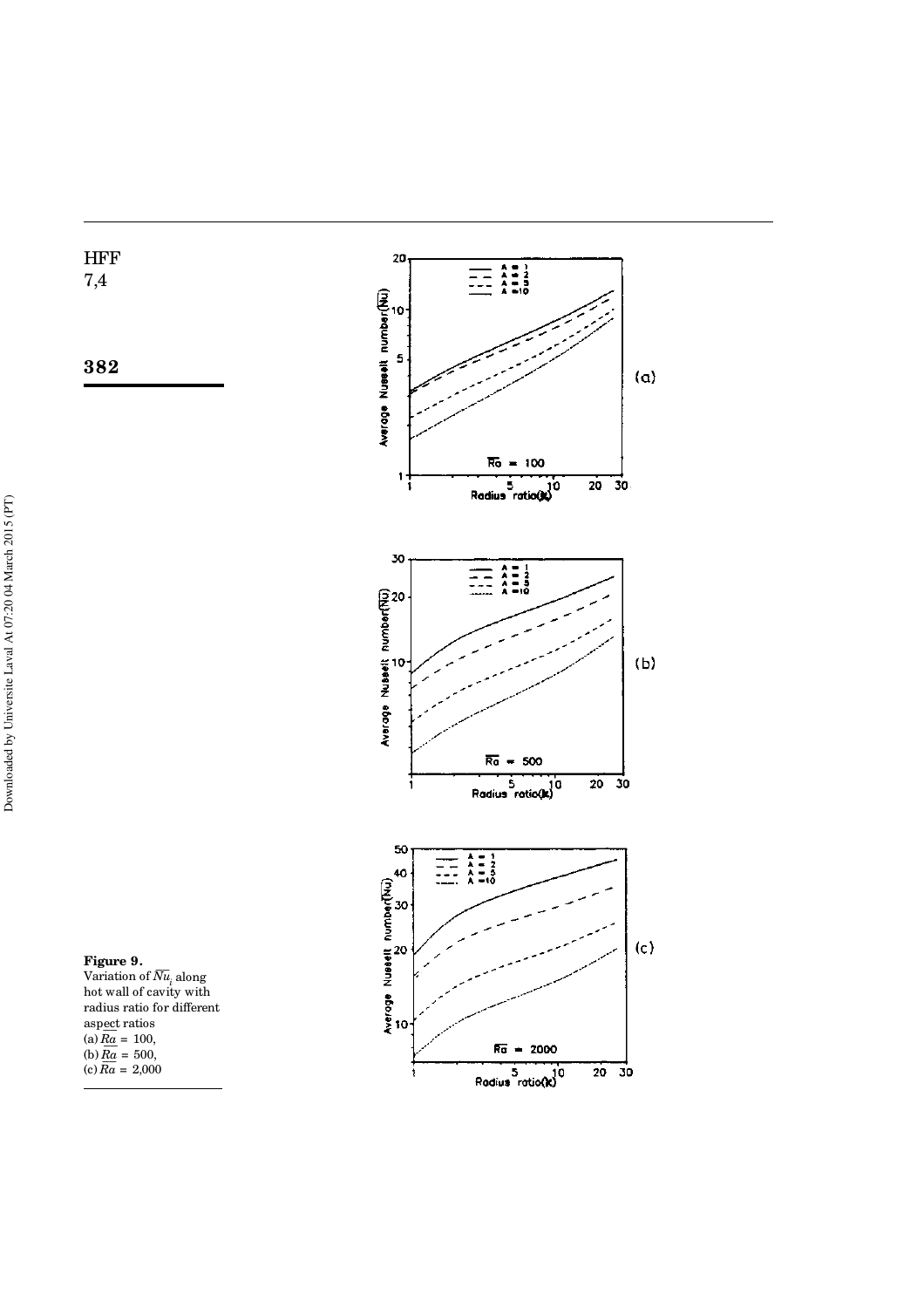**Figure 9.**
Variation of $\overline{Nu}_t$ along hot wall of cavity with radius ratio for different aspect ratios
(a) $\overline{Ra}$ = 100,
(b) $\overline{Ra}$ = 500,
(c) $\overline{Ra}$ = 2,000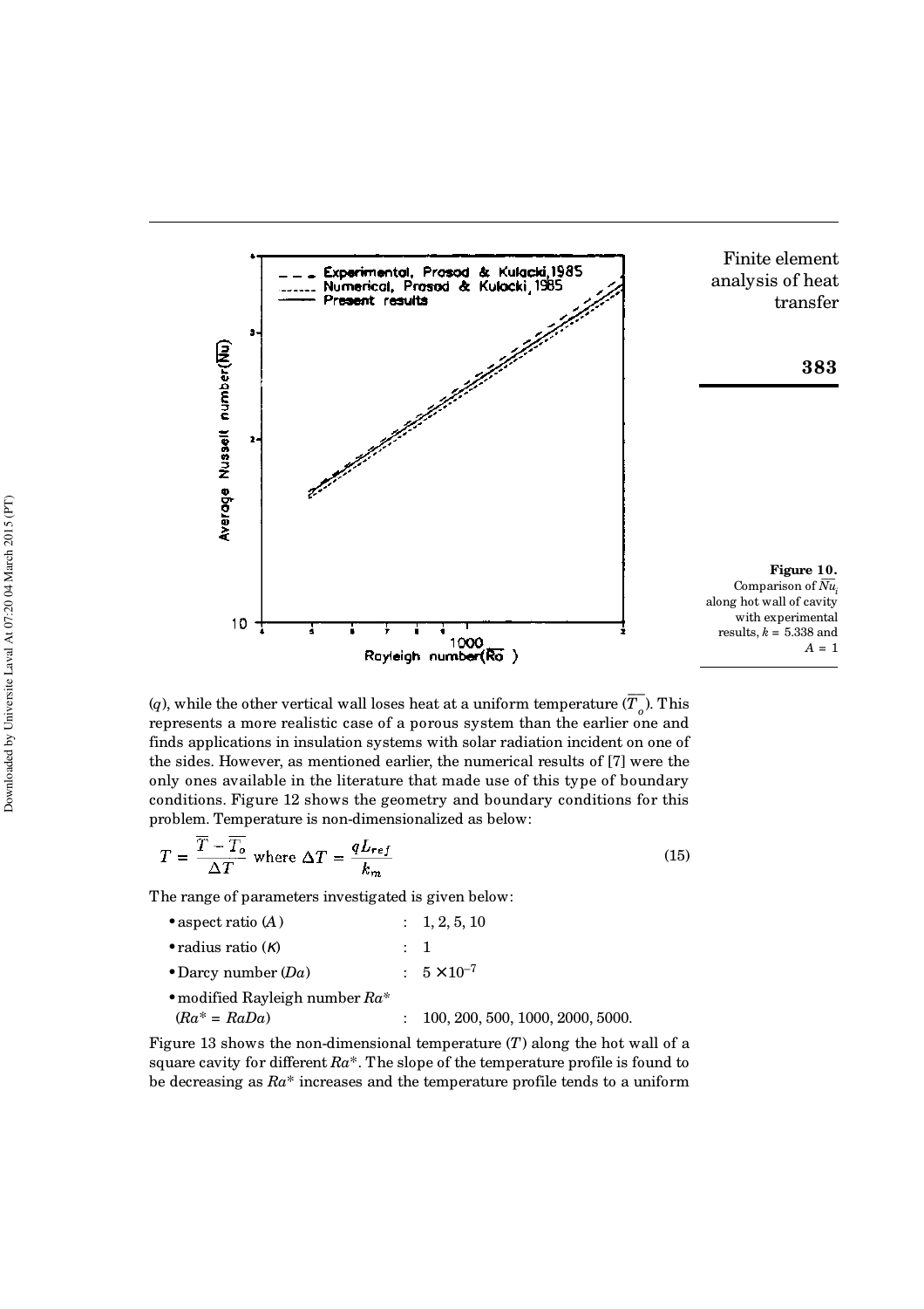Figure 10. Comparison of $\overline{Nu}_i$ along hot wall of cavity with experimental results, $k = 5.338$ and $A = 1$

($q$), while the other vertical wall loses heat at a uniform temperature ($\overline{T}_o$). This represents a more realistic case of a porous system than the earlier one and finds applications in insulation systems with solar radiation incident on one of the sides. However, as mentioned earlier, the numerical results of [7] were the only ones available in the literature that made use of this type of boundary conditions. Figure 12 shows the geometry and boundary conditions for this problem. Temperature is non-dimensionalized as below:

$$T = \frac{\overline{T} - \overline{T}_o}{\Delta T} \text{ where } \Delta T = \frac{qL_{ref}}{k_m} \tag{15}$$

The range of parameters investigated is given below:

- aspect ratio ($A$) : 1, 2, 5, 10
- radius ratio ($\kappa$) : 1
- Darcy number ($Da$) : $5 \times 10^{-7}$
- modified Rayleigh number $Ra^*$ ($Ra^* = RaDa$) : 100, 200, 500, 1000, 2000, 5000.

Figure 13 shows the non-dimensional temperature ($T$) along the hot wall of a square cavity for different $Ra^*$. The slope of the temperature profile is found to be decreasing as $Ra^*$ increases and the temperature profile tends to a uniform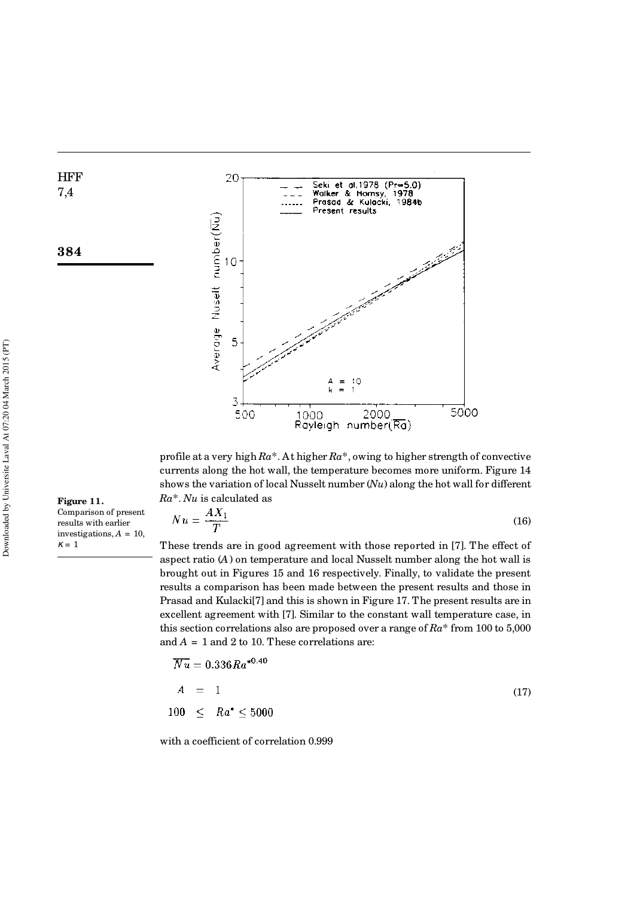Figure 11.
Comparison of present results with earlier investigations, $A$ = 10, $K$ = 1

profile at a very high $Ra^*$. At higher $Ra^*$, owing to higher strength of convective currents along the hot wall, the temperature becomes more uniform. Figure 14 shows the variation of local Nusselt number ($Nu$) along the hot wall for different $Ra^*$. $Nu$ is calculated as

$$Nu = \frac{AX_1}{T} \tag{16}$$

These trends are in good agreement with those reported in [7]. The effect of aspect ratio ($A$) on temperature and local Nusselt number along the hot wall is brought out in Figures 15 and 16 respectively. Finally, to validate the present results a comparison has been made between the present results and those in Prasad and Kulacki[7] and this is shown in Figure 17. The present results are in excellent agreement with [7]. Similar to the constant wall temperature case, in this section correlations also are proposed over a range of $Ra^*$ from 100 to 5,000 and $A$ = 1 and 2 to 10. These correlations are:

$$\overline{Nu} = 0.336 Ra^{*0.40}$$
$$A = 1 \tag{17}$$
$$100 \leq Ra^* \leq 5000$$

with a coefficient of correlation 0.999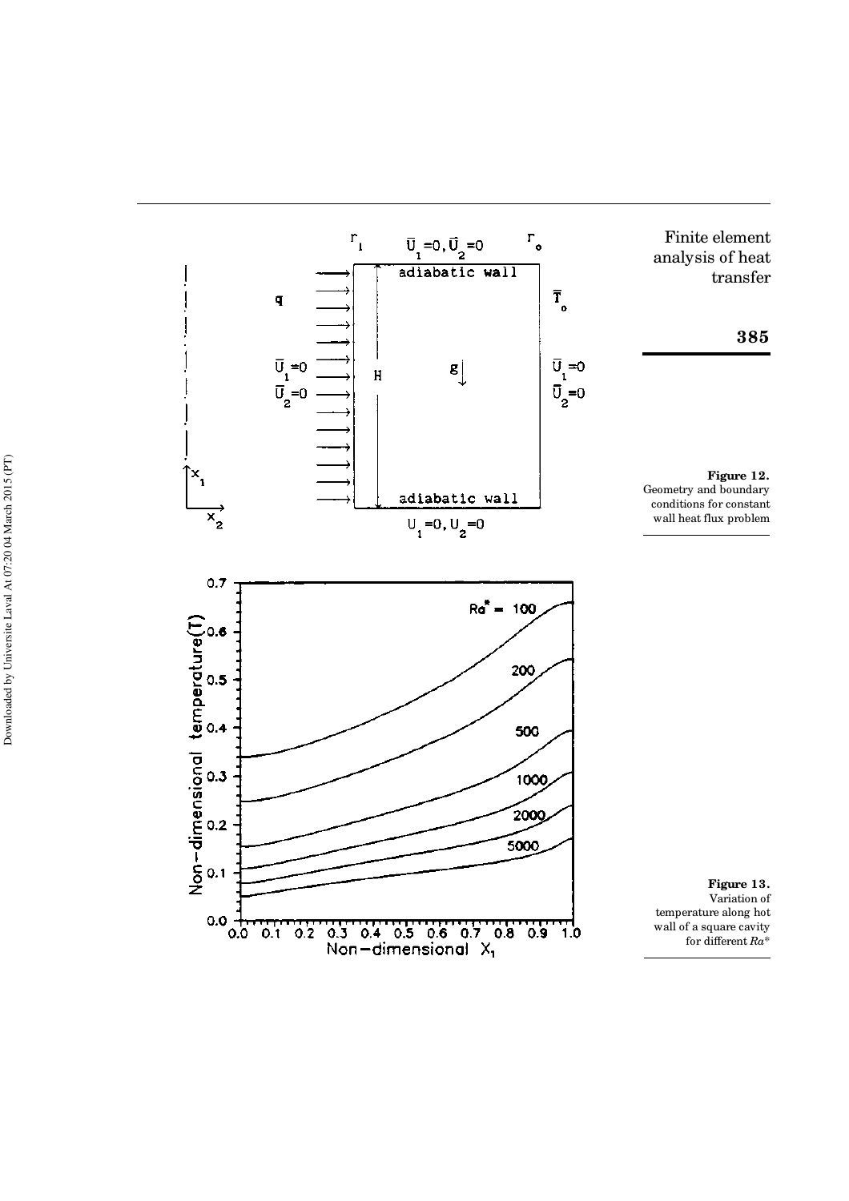**Figure 12.**
Geometry and boundary conditions for constant wall heat flux problem

**Figure 13.**
Variation of temperature along hot wall of a square cavity for different $Ra^*$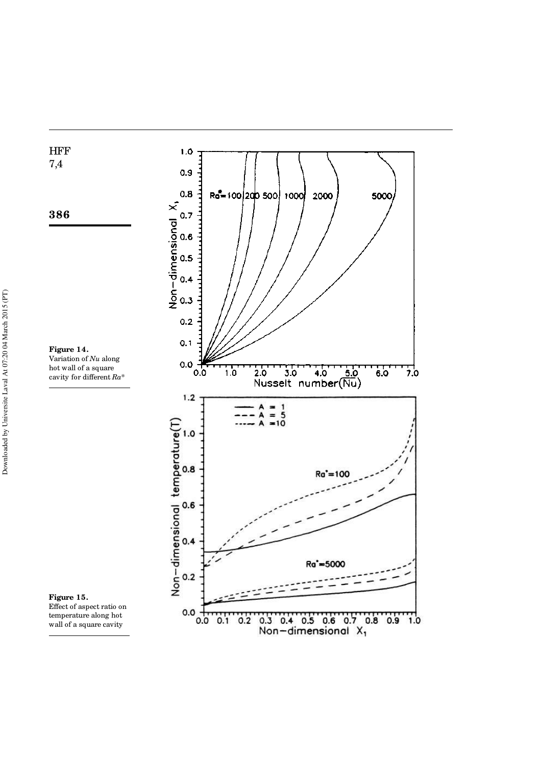**Figure 14.**
Variation of *Nu* along hot wall of a square cavity for different $Ra^*$

**Figure 15.**
Effect of aspect ratio on temperature along hot wall of a square cavity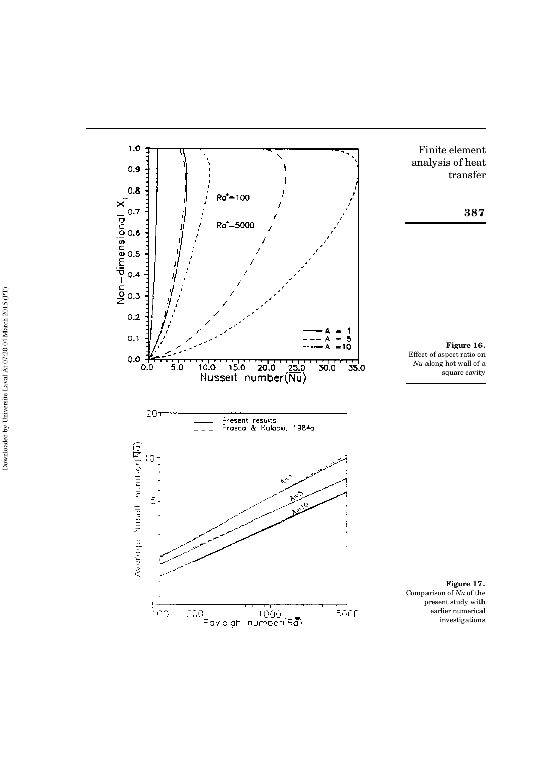**Figure 16.**
Effect of aspect ratio on $Nu$ along hot wall of a square cavity

**Figure 17.**
Comparison of $\overline{Nu}$ of the present study with earlier numerical investigations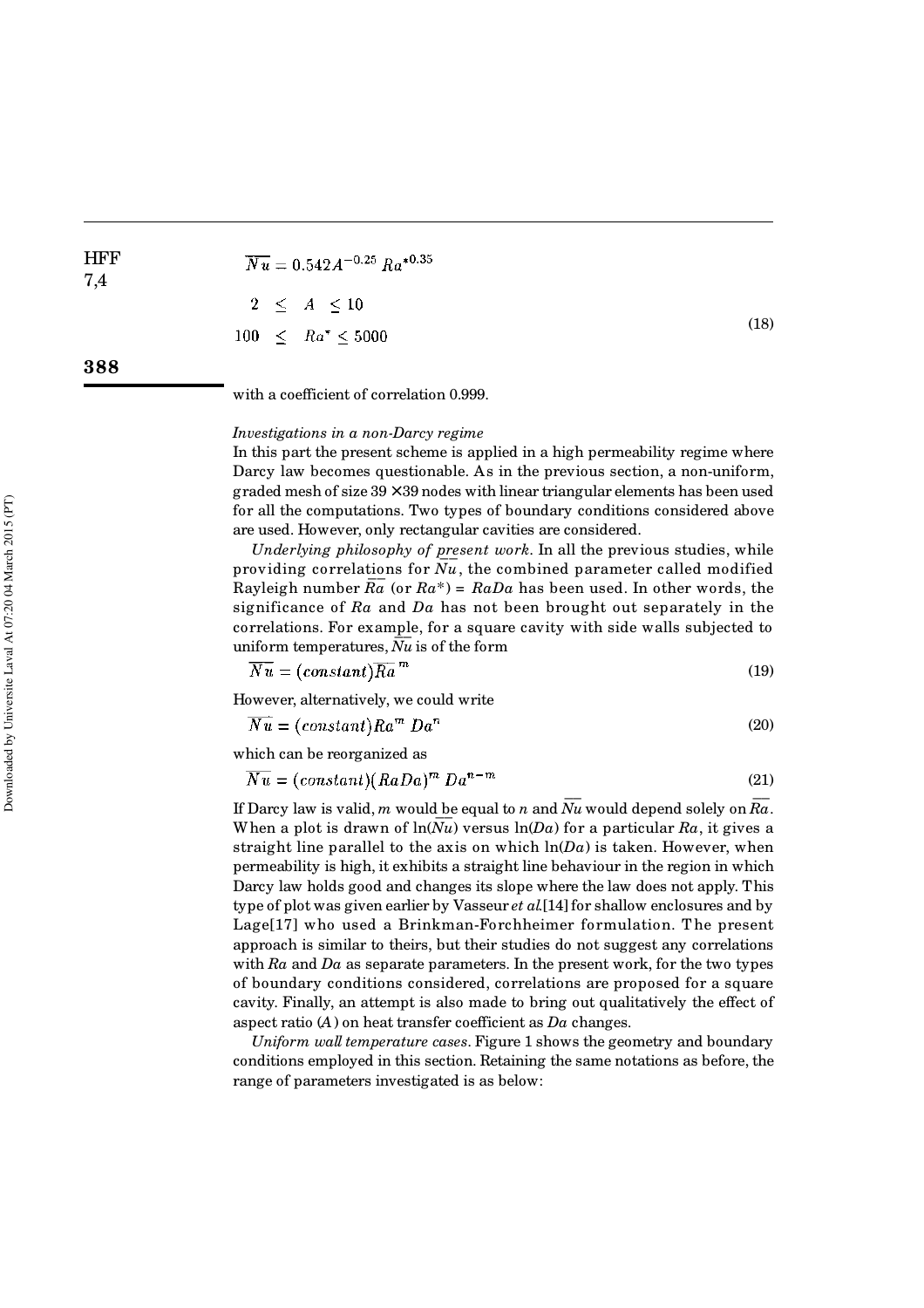$$\overline{Nu} = 0.542 A^{-0.25} \, Ra^{*0.35}$$

$$2 \leq A \leq 10$$

$$100 \leq Ra^{*} \leq 5000 \tag{18}$$

with a coefficient of correlation 0.999.

*Investigations in a non-Darcy regime*

In this part the present scheme is applied in a high permeability regime where Darcy law becomes questionable. As in the previous section, a non-uniform, graded mesh of size 39 ×39 nodes with linear triangular elements has been used for all the computations. Two types of boundary conditions considered above are used. However, only rectangular cavities are considered.

*Underlying philosophy of present work*. In all the previous studies, while providing correlations for $\overline{Nu}$, the combined parameter called modified Rayleigh number $\overline{Ra}$ (or $Ra^*$) = $RaDa$ has been used. In other words, the significance of $Ra$ and $Da$ has not been brought out separately in the correlations. For example, for a square cavity with side walls subjected to uniform temperatures, $\overline{Nu}$ is of the form

$$\overline{Nu} = (constant)\overline{Ra}^{\,m} \tag{19}$$

However, alternatively, we could write

$$\overline{Nu} = (constant)Ra^{m} \, Da^{n} \tag{20}$$

which can be reorganized as

$$\overline{Nu} = (constant)(RaDa)^{m} \, Da^{n-m} \tag{21}$$

If Darcy law is valid, $m$ would be equal to $n$ and $\overline{Nu}$ would depend solely on $\overline{Ra}$. When a plot is drawn of $\ln(\overline{Nu})$ versus $\ln(Da)$ for a particular $Ra$, it gives a straight line parallel to the axis on which $\ln(Da)$ is taken. However, when permeability is high, it exhibits a straight line behaviour in the region in which Darcy law holds good and changes its slope where the law does not apply. This type of plot was given earlier by Vasseur *et al.*[14] for shallow enclosures and by Lage[17] who used a Brinkman-Forchheimer formulation. The present approach is similar to theirs, but their studies do not suggest any correlations with $Ra$ and $Da$ as separate parameters. In the present work, for the two types of boundary conditions considered, correlations are proposed for a square cavity. Finally, an attempt is also made to bring out qualitatively the effect of aspect ratio ($A$) on heat transfer coefficient as $Da$ changes.

*Uniform wall temperature cases*. Figure 1 shows the geometry and boundary conditions employed in this section. Retaining the same notations as before, the range of parameters investigated is as below: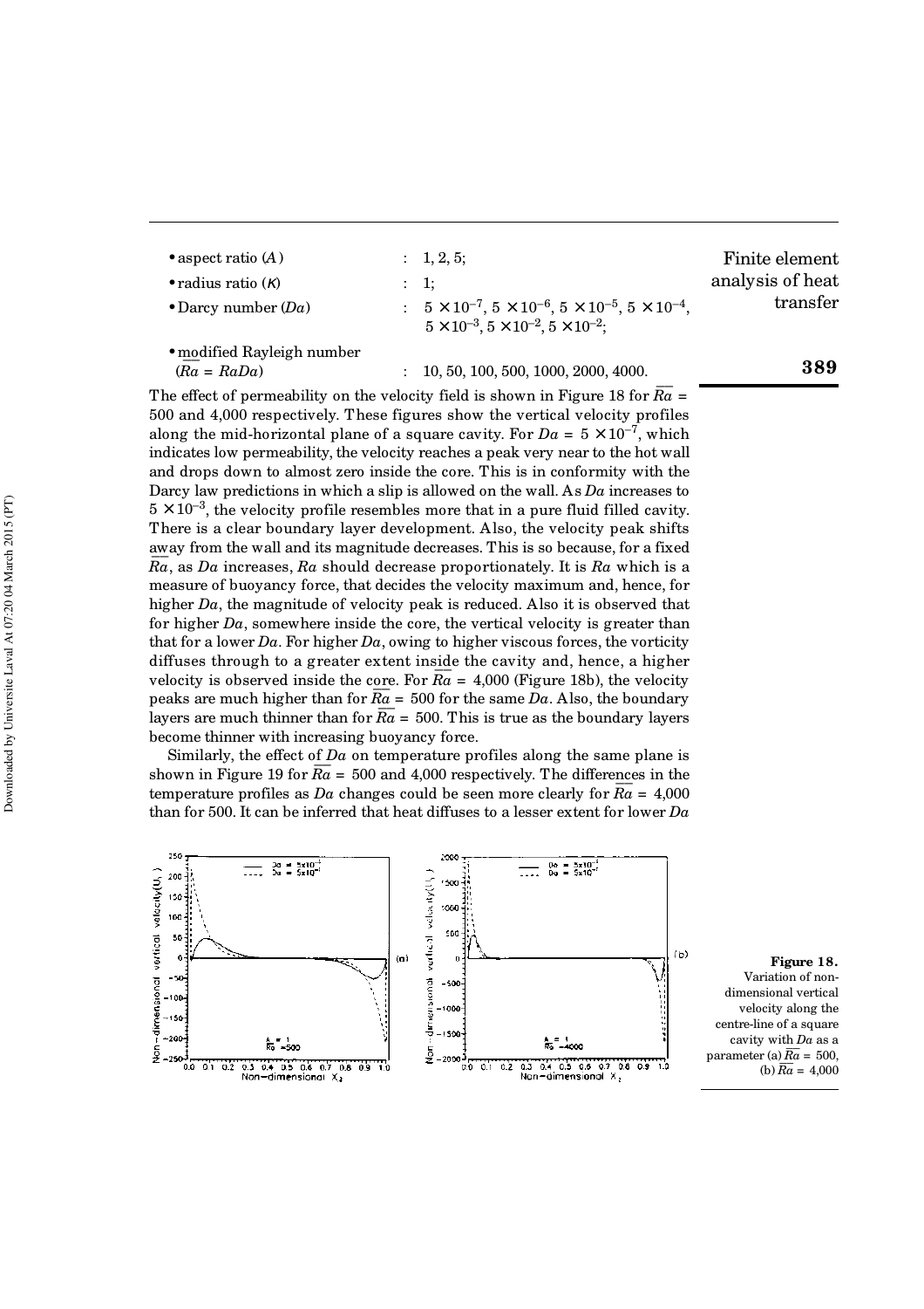- aspect ratio ($A$) : 1, 2, 5;
- radius ratio ($\kappa$) : 1;
- Darcy number ($Da$) : $5 \times 10^{-7}$, $5 \times 10^{-6}$, $5 \times 10^{-5}$, $5 \times 10^{-4}$, $5 \times 10^{-3}$, $5 \times 10^{-2}$, $5 \times 10^{-2}$;
- modified Rayleigh number ($\overline{Ra} = RaDa$) : 10, 50, 100, 500, 1000, 2000, 4000.

The effect of permeability on the velocity field is shown in Figure 18 for $\overline{Ra}$ = 500 and 4,000 respectively. These figures show the vertical velocity profiles along the mid-horizontal plane of a square cavity. For $Da = 5 \times 10^{-7}$, which indicates low permeability, the velocity reaches a peak very near to the hot wall and drops down to almost zero inside the core. This is in conformity with the Darcy law predictions in which a slip is allowed on the wall. As $Da$ increases to $5 \times 10^{-3}$, the velocity profile resembles more that in a pure fluid filled cavity. There is a clear boundary layer development. Also, the velocity peak shifts away from the wall and its magnitude decreases. This is so because, for a fixed $\overline{Ra}$, as $Da$ increases, $Ra$ should decrease proportionately. It is $Ra$ which is a measure of buoyancy force, that decides the velocity maximum and, hence, for higher $Da$, the magnitude of velocity peak is reduced. Also it is observed that for higher $Da$, somewhere inside the core, the vertical velocity is greater than that for a lower $Da$. For higher $Da$, owing to higher viscous forces, the vorticity diffuses through to a greater extent inside the cavity and, hence, a higher velocity is observed inside the core. For $\overline{Ra}$ = 4,000 (Figure 18b), the velocity peaks are much higher than for $\overline{Ra}$ = 500 for the same $Da$. Also, the boundary layers are much thinner than for $\overline{Ra}$ = 500. This is true as the boundary layers become thinner with increasing buoyancy force.

Similarly, the effect of $Da$ on temperature profiles along the same plane is shown in Figure 19 for $\overline{Ra}$ = 500 and 4,000 respectively. The differences in the temperature profiles as $Da$ changes could be seen more clearly for $\overline{Ra}$ = 4,000 than for 500. It can be inferred that heat diffuses to a lesser extent for lower $Da$

**Figure 18.** Variation of non-dimensional vertical velocity along the centre-line of a square cavity with $Da$ as a parameter (a) $\overline{Ra}$ = 500, (b) $\overline{Ra}$ = 4,000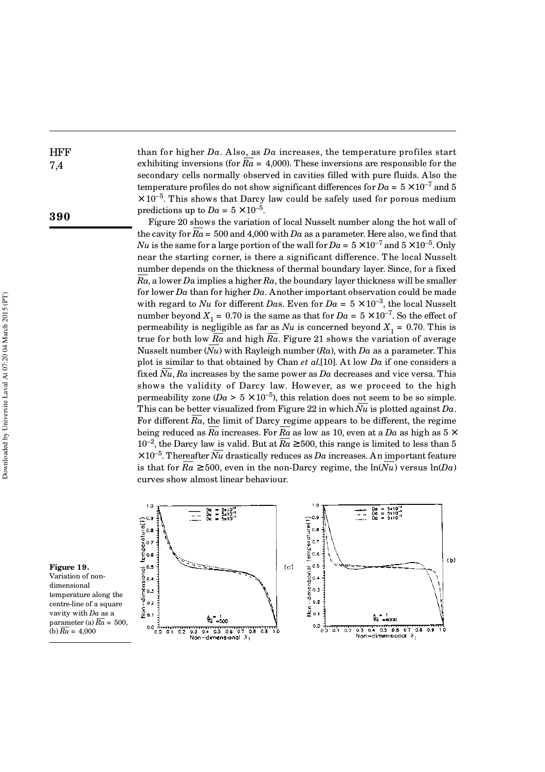than for higher $Da$. Also, as $Da$ increases, the temperature profiles start exhibiting inversions (for $\overline{Ra}$ = 4,000). These inversions are responsible for the secondary cells normally observed in cavities filled with pure fluids. Also the temperature profiles do not show significant differences for $Da = 5 \times 10^{-7}$ and $5 \times 10^{-5}$. This shows that Darcy law could be safely used for porous medium predictions up to $Da = 5 \times 10^{-5}$.

Figure 20 shows the variation of local Nusselt number along the hot wall of the cavity for $\overline{Ra}$ = 500 and 4,000 with $Da$ as a parameter. Here also, we find that $Nu$ is the same for a large portion of the wall for $Da = 5 \times 10^{-7}$ and $5 \times 10^{-5}$. Only near the starting corner, is there a significant difference. The local Nusselt number depends on the thickness of thermal boundary layer. Since, for a fixed $\overline{Ra}$, a lower $Da$ implies a higher $Ra$, the boundary layer thickness will be smaller for lower $Da$ than for higher $Da$. Another important observation could be made with regard to $Nu$ for different $Da$s. Even for $Da = 5 \times 10^{-3}$, the local Nusselt number beyond $X_1 = 0.70$ is the same as that for $Da = 5 \times 10^{-7}$. So the effect of permeability is negligible as far as $Nu$ is concerned beyond $X_1 = 0.70$. This is true for both low $\overline{Ra}$ and high $\overline{Ra}$. Figure 21 shows the variation of average Nusselt number ($\overline{Nu}$) with Rayleigh number ($Ra$), with $Da$ as a parameter. This plot is similar to that obtained by Chan *et al.*[10]. At low $Da$ if one considers a fixed $\overline{Nu}$, $Ra$ increases by the same power as $Da$ decreases and vice versa. This shows the validity of Darcy law. However, as we proceed to the high permeability zone ($Da > 5 \times 10^{-5}$), this relation does not seem to be so simple. This can be better visualized from Figure 22 in which $\overline{Nu}$ is plotted against $Da$. For different $\overline{Ra}$, the limit of Darcy regime appears to be different, the regime being reduced as $\overline{Ra}$ increases. For $\overline{Ra}$ as low as 10, even at a $Da$ as high as $5 \times 10^{-2}$, the Darcy law is valid. But at $\overline{Ra} \geq 500$, this range is limited to less than $5 \times 10^{-5}$. Thereafter $\overline{Nu}$ drastically reduces as $Da$ increases. An important feature is that for $\overline{Ra} \geq 500$, even in the non-Darcy regime, the $\ln(\overline{Nu})$ versus $\ln(Da)$ curves show almost linear behaviour.

**Figure 19.** Variation of non-dimensional temperature along the centre-line of a square vavity with $Da$ as a parameter (a) $\overline{Ra}$ = 500, (b) $\overline{Ra}$ = 4,000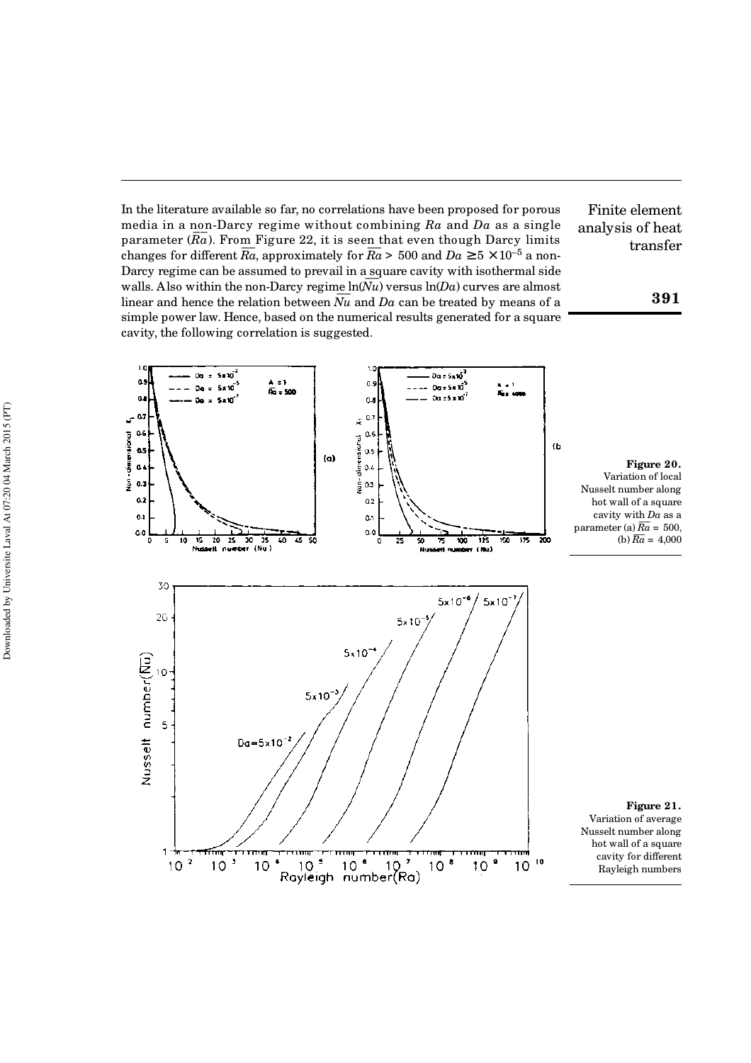In the literature available so far, no correlations have been proposed for porous media in a non-Darcy regime without combining $Ra$ and $Da$ as a single parameter ($\overline{Ra}$). From Figure 22, it is seen that even though Darcy limits changes for different $\overline{Ra}$, approximately for $\overline{Ra} > 500$ and $Da \geq 5 \times 10^{-5}$ a non-Darcy regime can be assumed to prevail in a square cavity with isothermal side walls. Also within the non-Darcy regime $\ln(\overline{Nu})$ versus $\ln(Da)$ curves are almost linear and hence the relation between $\overline{Nu}$ and $Da$ can be treated by means of a simple power law. Hence, based on the numerical results generated for a square cavity, the following correlation is suggested.

**Figure 20.** Variation of local Nusselt number along hot wall of a square cavity with $Da$ as a parameter (a) $\overline{Ra} = 500$, (b) $\overline{Ra} = 4{,}000$

**Figure 21.** Variation of average Nusselt number along hot wall of a square cavity for different Rayleigh numbers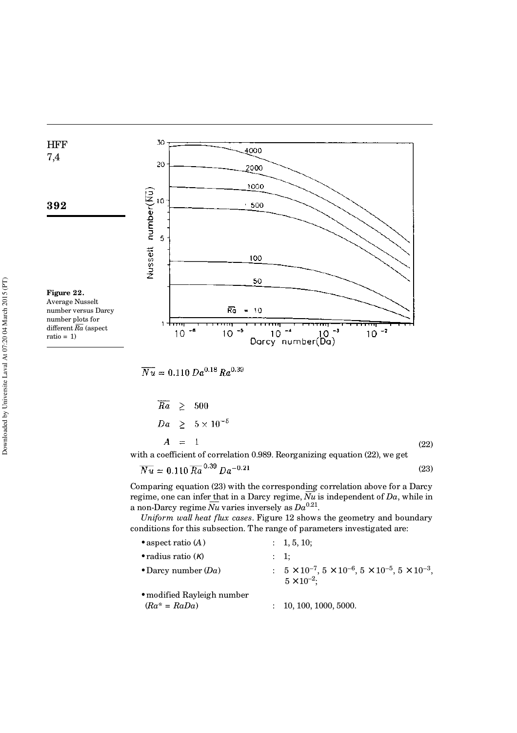**Figure 22.** Average Nusselt number versus Darcy number plots for different $\overline{Ra}$ (aspect ratio = 1)

$$\overline{Nu} = 0.110\, Da^{0.18}\, Ra^{0.39}$$

$$\overline{Ra} \geq 500$$

$$Da \geq 5 \times 10^{-5}$$

$$A = 1 \tag{22}$$

with a coefficient of correlation 0.989. Reorganizing equation (22), we get

$$\overline{Nu} = 0.110\, \overline{Ra}^{\,0.39}\, Da^{-0.21} \tag{23}$$

Comparing equation (23) with the corresponding correlation above for a Darcy regime, one can infer that in a Darcy regime, $\overline{Nu}$ is independent of $Da$, while in a non-Darcy regime $\overline{Nu}$ varies inversely as $Da^{0.21}$.

*Uniform wall heat flux cases*. Figure 12 shows the geometry and boundary conditions for this subsection. The range of parameters investigated are:

- aspect ratio ($A$) : 1, 5, 10;
- radius ratio ($\kappa$) : 1;
- Darcy number ($Da$) : $5 \times 10^{-7}$, $5 \times 10^{-6}$, $5 \times 10^{-5}$, $5 \times 10^{-3}$, $5 \times 10^{-2}$;
- modified Rayleigh number ($Ra^* = RaDa$) : 10, 100, 1000, 5000.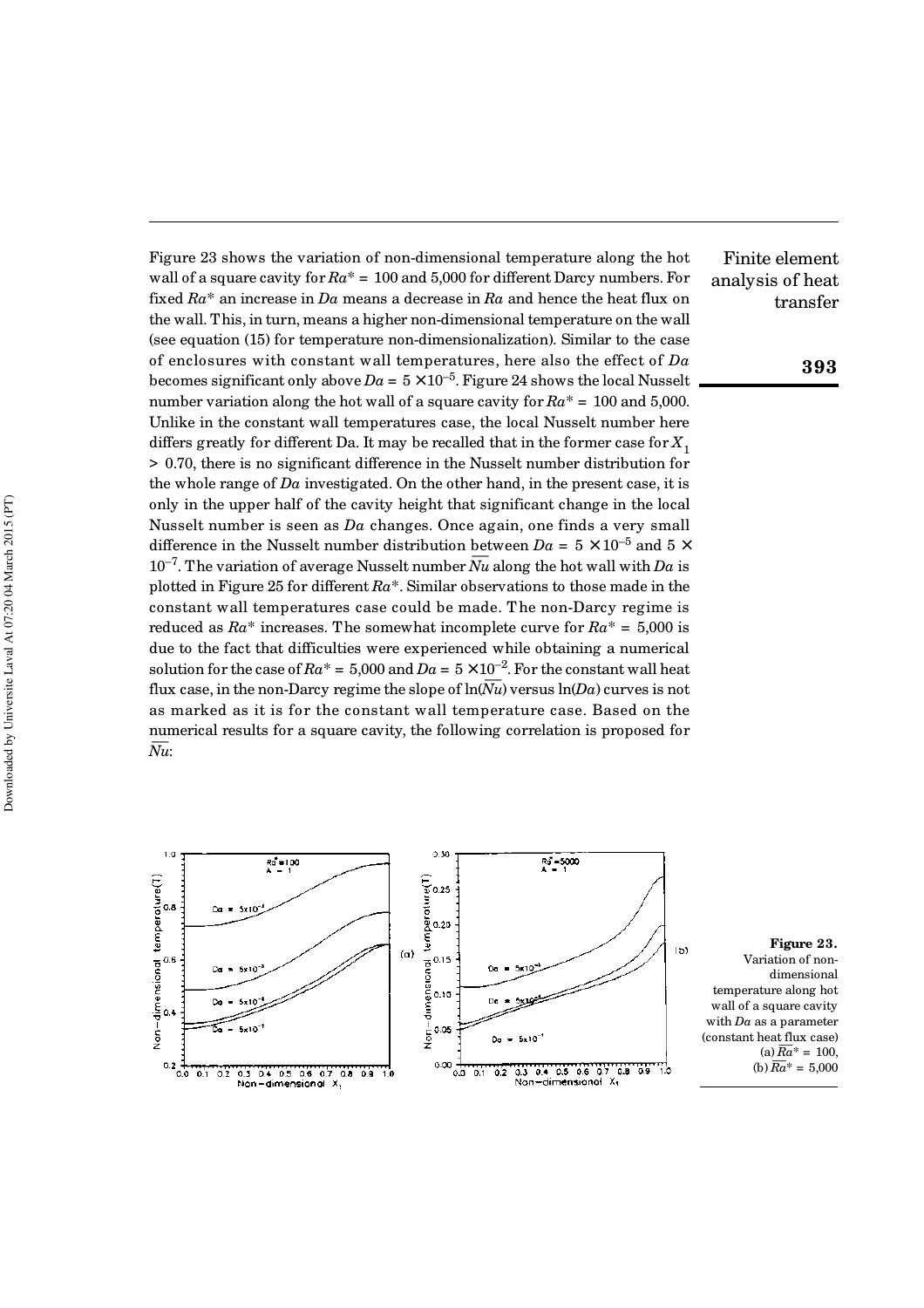Figure 23 shows the variation of non-dimensional temperature along the hot wall of a square cavity for $Ra^* = 100$ and 5,000 for different Darcy numbers. For fixed $Ra^*$ an increase in $Da$ means a decrease in $Ra$ and hence the heat flux on the wall. This, in turn, means a higher non-dimensional temperature on the wall (see equation (15) for temperature non-dimensionalization). Similar to the case of enclosures with constant wall temperatures, here also the effect of $Da$ becomes significant only above $Da = 5 \times 10^{-5}$. Figure 24 shows the local Nusselt number variation along the hot wall of a square cavity for $Ra^* = 100$ and 5,000. Unlike in the constant wall temperatures case, the local Nusselt number here differs greatly for different Da. It may be recalled that in the former case for $X_1 > 0.70$, there is no significant difference in the Nusselt number distribution for the whole range of $Da$ investigated. On the other hand, in the present case, it is only in the upper half of the cavity height that significant change in the local Nusselt number is seen as $Da$ changes. Once again, one finds a very small difference in the Nusselt number distribution between $Da = 5 \times 10^{-5}$ and $5 \times 10^{-7}$. The variation of average Nusselt number $\overline{Nu}$ along the hot wall with $Da$ is plotted in Figure 25 for different $Ra^*$. Similar observations to those made in the constant wall temperatures case could be made. The non-Darcy regime is reduced as $Ra^*$ increases. The somewhat incomplete curve for $Ra^* = 5,000$ is due to the fact that difficulties were experienced while obtaining a numerical solution for the case of $Ra^* = 5,000$ and $Da = 5 \times 10^{-2}$. For the constant wall heat flux case, in the non-Darcy regime the slope of $\ln(\overline{Nu})$ versus $\ln(Da)$ curves is not as marked as it is for the constant wall temperature case. Based on the numerical results for a square cavity, the following correlation is proposed for $\overline{Nu}$:

**Figure 23.** Variation of non-dimensional temperature along hot wall of a square cavity with $Da$ as a parameter (constant heat flux case) (a) $\overline{Ra}^* = 100$, (b) $\overline{Ra}^* = 5,000$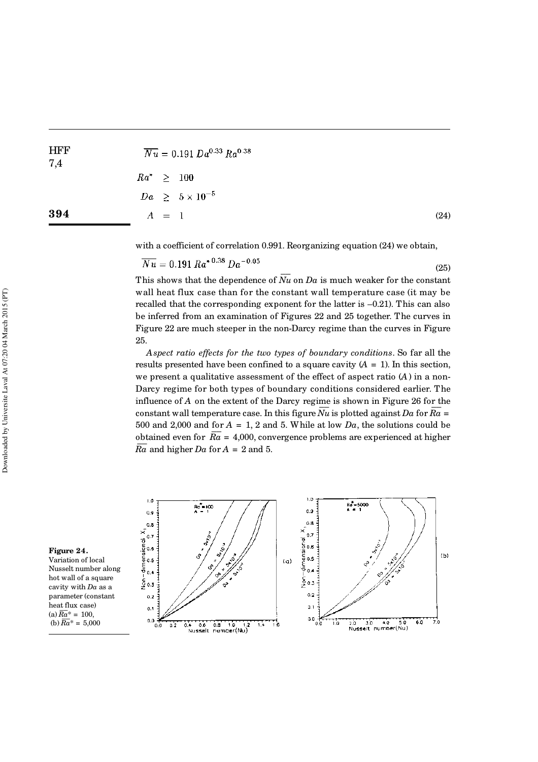$$\overline{Nu} = 0.191\, Da^{0.33}\, Ra^{0.38}$$

$$Ra^* \geq 100$$

$$Da \geq 5 \times 10^{-5}$$

$$A = 1 \qquad (24)$$

with a coefficient of correlation 0.991. Reorganizing equation (24) we obtain,

$$\overline{Nu} = 0.191\, \overline{Ra}^{*\,0.38}\, Da^{-0.05} \qquad (25)$$

This shows that the dependence of $\overline{Nu}$ on $Da$ is much weaker for the constant wall heat flux case than for the constant wall temperature case (it may be recalled that the corresponding exponent for the latter is –0.21). This can also be inferred from an examination of Figures 22 and 25 together. The curves in Figure 22 are much steeper in the non-Darcy regime than the curves in Figure 25.

*Aspect ratio effects for the two types of boundary conditions*. So far all the results presented have been confined to a square cavity ($A = 1$). In this section, we present a qualitative assessment of the effect of aspect ratio ($A$) in a non-Darcy regime for both types of boundary conditions considered earlier. The influence of $A$ on the extent of the Darcy regime is shown in Figure 26 for the constant wall temperature case. In this figure $\overline{Nu}$ is plotted against $Da$ for $\overline{Ra}$ = 500 and 2,000 and for $A$ = 1, 2 and 5. While at low $Da$, the solutions could be obtained even for $\overline{Ra}$ = 4,000, convergence problems are experienced at higher $\overline{Ra}$ and higher $Da$ for $A$ = 2 and 5.

**Figure 24.** Variation of local Nusselt number along hot wall of a square cavity with $Da$ as a parameter (constant heat flux case) (a) $\overline{Ra}^* = 100$, (b) $\overline{Ra}^* = 5{,}000$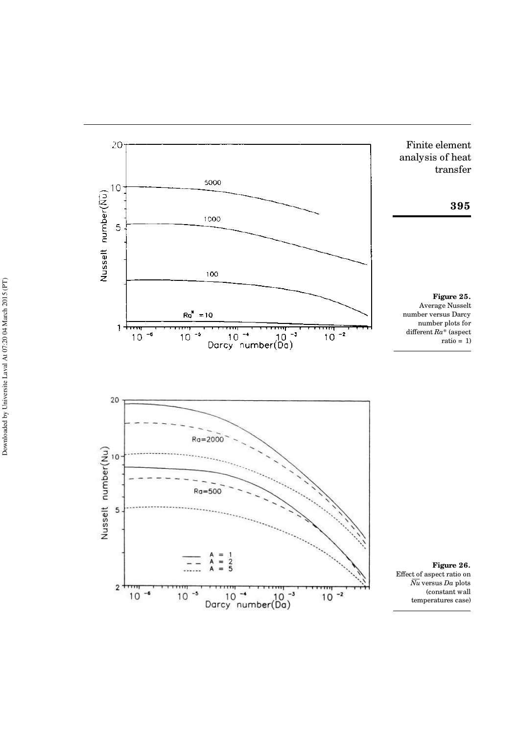**Figure 25.** Average Nusselt number versus Darcy number plots for different $Ra^*$ (aspect ratio = 1)

**Figure 26.** Effect of aspect ratio on $\overline{Nu}$ versus $Da$ plots (constant wall temperatures case)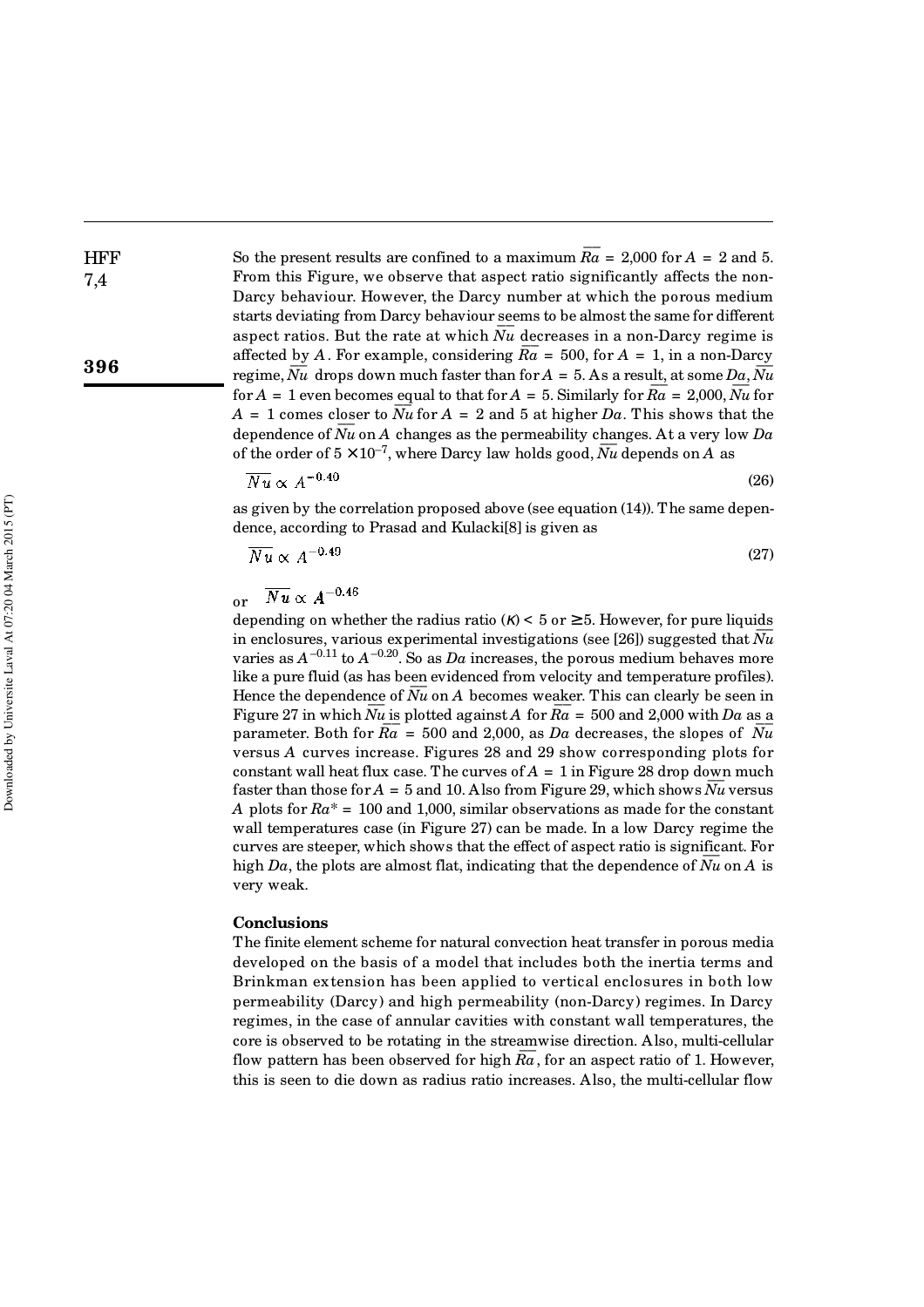So the present results are confined to a maximum $\overline{Ra}$ = 2,000 for $A$ = 2 and 5. From this Figure, we observe that aspect ratio significantly affects the non-Darcy behaviour. However, the Darcy number at which the porous medium starts deviating from Darcy behaviour seems to be almost the same for different aspect ratios. But the rate at which $\overline{Nu}$ decreases in a non-Darcy regime is affected by $A$. For example, considering $\overline{Ra}$ = 500, for $A$ = 1, in a non-Darcy regime, $\overline{Nu}$ drops down much faster than for $A$ = 5. As a result, at some $Da$, $\overline{Nu}$ for $A$ = 1 even becomes equal to that for $A$ = 5. Similarly for $\overline{Ra}$ = 2,000, $\overline{Nu}$ for $A$ = 1 comes closer to $\overline{Nu}$ for $A$ = 2 and 5 at higher $Da$. This shows that the dependence of $\overline{Nu}$ on $A$ changes as the permeability changes. At a very low $Da$ of the order of $5 \times 10^{-7}$, where Darcy law holds good, $\overline{Nu}$ depends on $A$ as

$$\overline{Nu} \propto A^{-0.40} \tag{26}$$

as given by the correlation proposed above (see equation (14)). The same dependence, according to Prasad and Kulacki[8] is given as

$$\overline{Nu} \propto A^{-0.49} \tag{27}$$

or $\overline{Nu} \propto A^{-0.46}$

depending on whether the radius ratio ($\kappa$) < 5 or ≥5. However, for pure liquids in enclosures, various experimental investigations (see [26]) suggested that $\overline{Nu}$ varies as $A^{-0.11}$ to $A^{-0.20}$. So as $Da$ increases, the porous medium behaves more like a pure fluid (as has been evidenced from velocity and temperature profiles). Hence the dependence of $\overline{Nu}$ on $A$ becomes weaker. This can clearly be seen in Figure 27 in which $\overline{Nu}$ is plotted against $A$ for $\overline{Ra}$ = 500 and 2,000 with $Da$ as a parameter. Both for $\overline{Ra}$ = 500 and 2,000, as $Da$ decreases, the slopes of $\overline{Nu}$ versus $A$ curves increase. Figures 28 and 29 show corresponding plots for constant wall heat flux case. The curves of $A$ = 1 in Figure 28 drop down much faster than those for $A$ = 5 and 10. Also from Figure 29, which shows $\overline{Nu}$ versus $A$ plots for $Ra^*$ = 100 and 1,000, similar observations as made for the constant wall temperatures case (in Figure 27) can be made. In a low Darcy regime the curves are steeper, which shows that the effect of aspect ratio is significant. For high $Da$, the plots are almost flat, indicating that the dependence of $\overline{Nu}$ on $A$ is very weak.

## Conclusions

The finite element scheme for natural convection heat transfer in porous media developed on the basis of a model that includes both the inertia terms and Brinkman extension has been applied to vertical enclosures in both low permeability (Darcy) and high permeability (non-Darcy) regimes. In Darcy regimes, in the case of annular cavities with constant wall temperatures, the core is observed to be rotating in the streamwise direction. Also, multi-cellular flow pattern has been observed for high $\overline{Ra}$, for an aspect ratio of 1. However, this is seen to die down as radius ratio increases. Also, the multi-cellular flow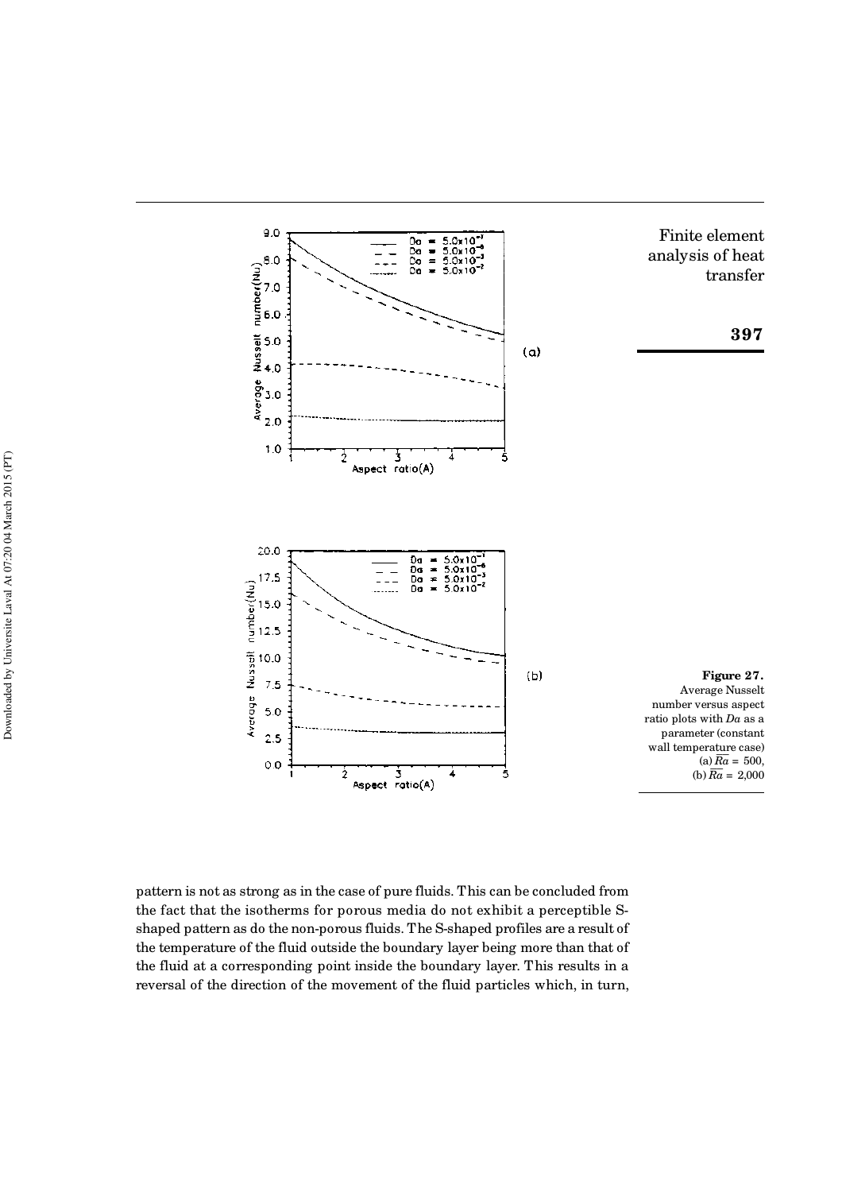Figure 27. Average Nusselt number versus aspect ratio plots with $Da$ as a parameter (constant wall temperature case) (a) $\overline{Ra}$ = 500, (b) $\overline{Ra}$ = 2,000

pattern is not as strong as in the case of pure fluids. This can be concluded from the fact that the isotherms for porous media do not exhibit a perceptible S-shaped pattern as do the non-porous fluids. The S-shaped profiles are a result of the temperature of the fluid outside the boundary layer being more than that of the fluid at a corresponding point inside the boundary layer. This results in a reversal of the direction of the movement of the fluid particles which, in turn,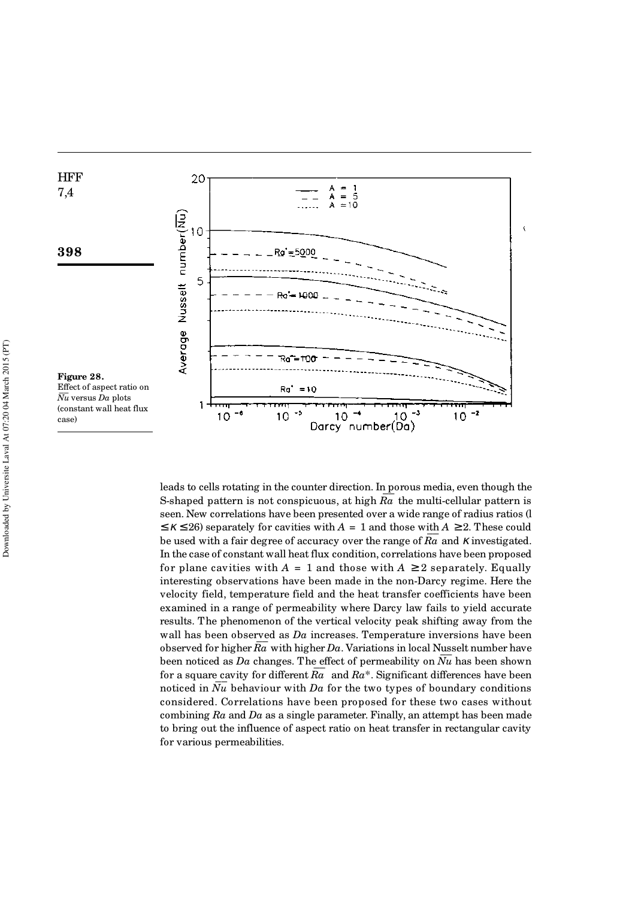**Figure 28.** Effect of aspect ratio on $\overline{Nu}$ versus $Da$ plots (constant wall heat flux case)

leads to cells rotating in the counter direction. In porous media, even though the S-shaped pattern is not conspicuous, at high $\overline{Ra}$ the multi-cellular pattern is seen. New correlations have been presented over a wide range of radius ratios ($1 \leq \kappa \leq 26$) separately for cavities with $A = 1$ and those with $A \geq 2$. These could be used with a fair degree of accuracy over the range of $\overline{Ra}$ and $\kappa$ investigated. In the case of constant wall heat flux condition, correlations have been proposed for plane cavities with $A = 1$ and those with $A \geq 2$ separately. Equally interesting observations have been made in the non-Darcy regime. Here the velocity field, temperature field and the heat transfer coefficients have been examined in a range of permeability where Darcy law fails to yield accurate results. The phenomenon of the vertical velocity peak shifting away from the wall has been observed as $Da$ increases. Temperature inversions have been observed for higher $\overline{Ra}$ with higher $Da$. Variations in local Nusselt number have been noticed as $Da$ changes. The effect of permeability on $\overline{Nu}$ has been shown for a square cavity for different $\overline{Ra}$ and $Ra^*$. Significant differences have been noticed in $\overline{Nu}$ behaviour with $Da$ for the two types of boundary conditions considered. Correlations have been proposed for these two cases without combining $Ra$ and $Da$ as a single parameter. Finally, an attempt has been made to bring out the influence of aspect ratio on heat transfer in rectangular cavity for various permeabilities.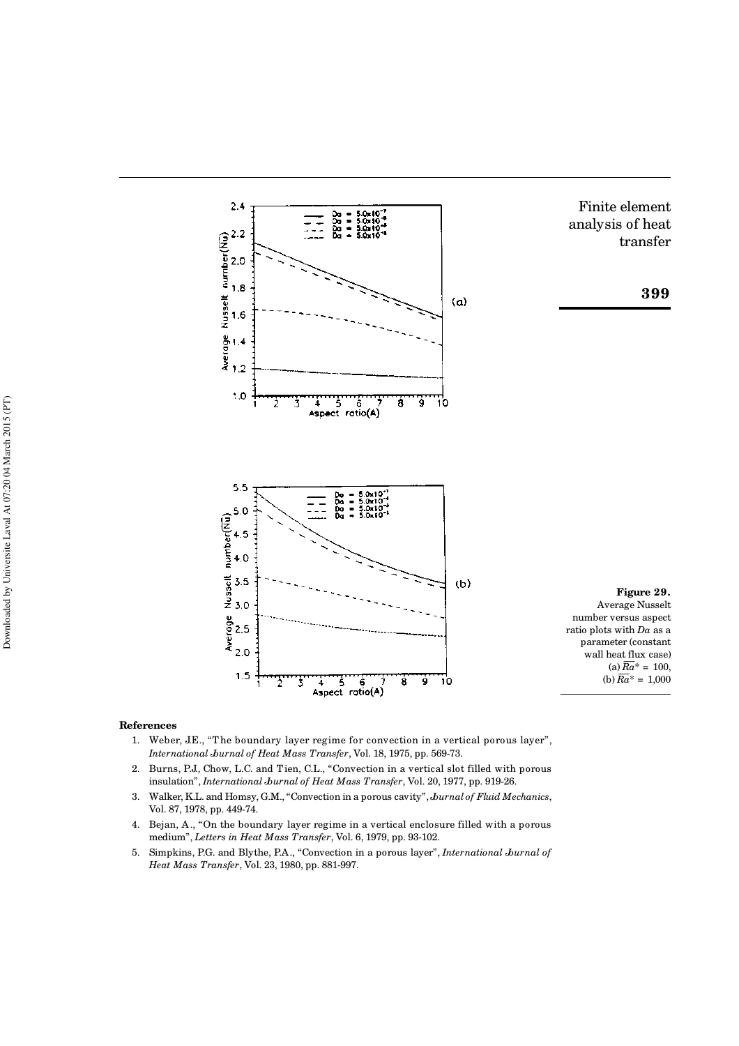**Figure 29.** Average Nusselt number versus aspect ratio plots with $Da$ as a parameter (constant wall heat flux case) (a) $\overline{Ra}^* = 100$, (b) $\overline{Ra}^* = 1{,}000$

## References

1. Weber, J.E., "The boundary layer regime for convection in a vertical porous layer", *International Journal of Heat Mass Transfer*, Vol. 18, 1975, pp. 569-73.
2. Burns, P.J., Chow, L.C. and Tien, C.L., "Convection in a vertical slot filled with porous insulation", *International Journal of Heat Mass Transfer*, Vol. 20, 1977, pp. 919-26.
3. Walker, K.L. and Homsy, G.M., "Convection in a porous cavity", *Journal of Fluid Mechanics*, Vol. 87, 1978, pp. 449-74.
4. Bejan, A., "On the boundary layer regime in a vertical enclosure filled with a porous medium", *Letters in Heat Mass Transfer*, Vol. 6, 1979, pp. 93-102.
5. Simpkins, P.G. and Blythe, P.A., "Convection in a porous layer", *International Journal of Heat Mass Transfer*, Vol. 23, 1980, pp. 881-997.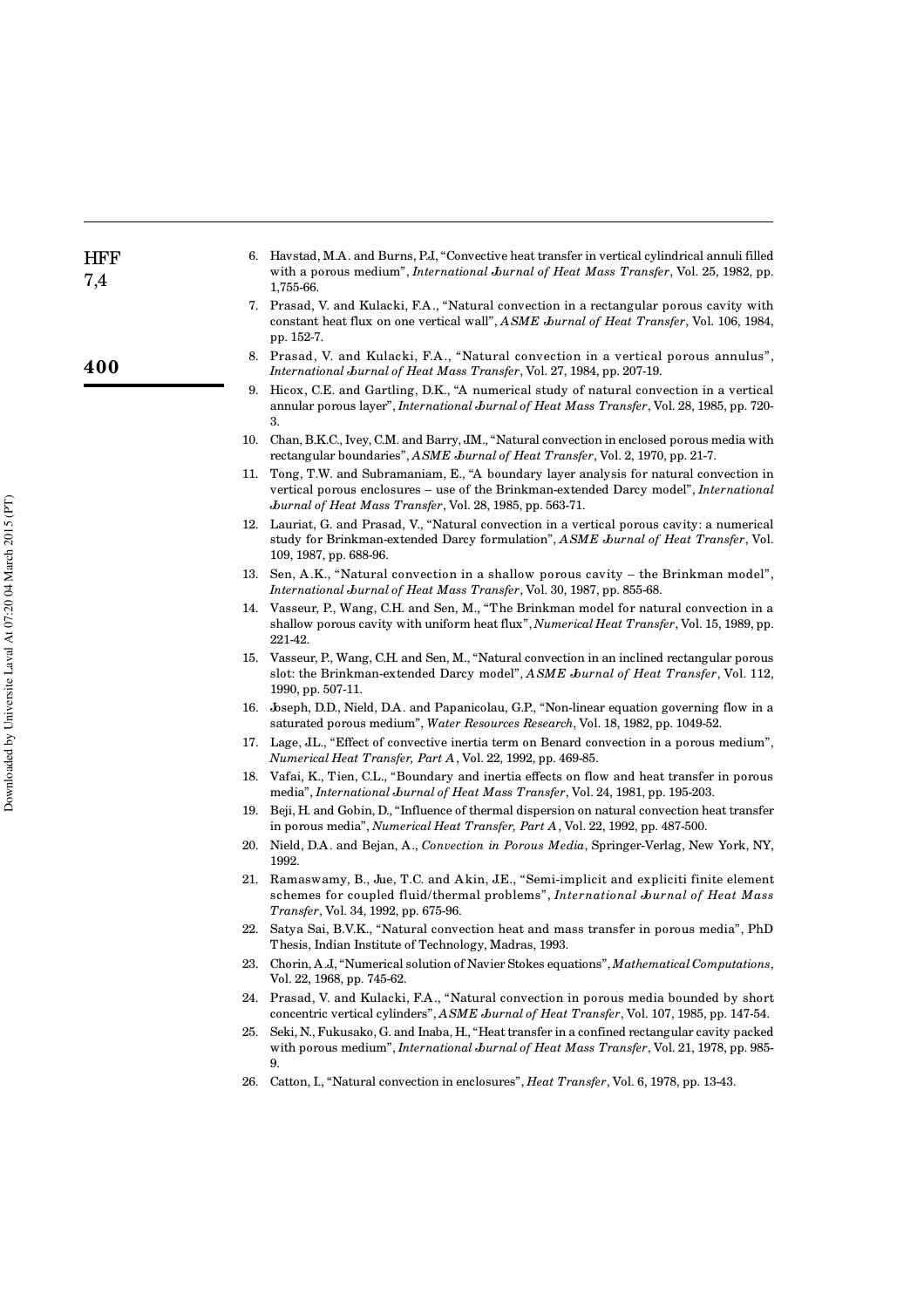6. Havstad, M.A. and Burns, P.J, "Convective heat transfer in vertical cylindrical annuli filled with a porous medium", *International Journal of Heat Mass Transfer*, Vol. 25, 1982, pp. 1,755-66.
7. Prasad, V. and Kulacki, F.A., "Natural convection in a rectangular porous cavity with constant heat flux on one vertical wall", *ASME Journal of Heat Transfer*, Vol. 106, 1984, pp. 152-7.
8. Prasad, V. and Kulacki, F.A., "Natural convection in a vertical porous annulus", *International Journal of Heat Mass Transfer*, Vol. 27, 1984, pp. 207-19.
9. Hicox, C.E. and Gartling, D.K., "A numerical study of natural convection in a vertical annular porous layer", *International Journal of Heat Mass Transfer*, Vol. 28, 1985, pp. 720-3.
10. Chan, B.K.C., Ivey, C.M. and Barry, J.M., "Natural convection in enclosed porous media with rectangular boundaries", *ASME Journal of Heat Transfer*, Vol. 2, 1970, pp. 21-7.
11. Tong, T.W. and Subramaniam, E., "A boundary layer analysis for natural convection in vertical porous enclosures – use of the Brinkman-extended Darcy model", *International Journal of Heat Mass Transfer*, Vol. 28, 1985, pp. 563-71.
12. Lauriat, G. and Prasad, V., "Natural convection in a vertical porous cavity: a numerical study for Brinkman-extended Darcy formulation", *ASME Journal of Heat Transfer*, Vol. 109, 1987, pp. 688-96.
13. Sen, A.K., "Natural convection in a shallow porous cavity – the Brinkman model", *International Journal of Heat Mass Transfer*, Vol. 30, 1987, pp. 855-68.
14. Vasseur, P., Wang, C.H. and Sen, M., "The Brinkman model for natural convection in a shallow porous cavity with uniform heat flux", *Numerical Heat Transfer*, Vol. 15, 1989, pp. 221-42.
15. Vasseur, P., Wang, C.H. and Sen, M., "Natural convection in an inclined rectangular porous slot: the Brinkman-extended Darcy model", *ASME Journal of Heat Transfer*, Vol. 112, 1990, pp. 507-11.
16. Joseph, D.D., Nield, D.A. and Papanicolau, G.P., "Non-linear equation governing flow in a saturated porous medium", *Water Resources Research*, Vol. 18, 1982, pp. 1049-52.
17. Lage, J.L., "Effect of convective inertia term on Benard convection in a porous medium", *Numerical Heat Transfer, Part A*, Vol. 22, 1992, pp. 469-85.
18. Vafai, K., Tien, C.L., "Boundary and inertia effects on flow and heat transfer in porous media", *International Journal of Heat Mass Transfer*, Vol. 24, 1981, pp. 195-203.
19. Beji, H. and Gobin, D., "Influence of thermal dispersion on natural convection heat transfer in porous media", *Numerical Heat Transfer, Part A*, Vol. 22, 1992, pp. 487-500.
20. Nield, D.A. and Bejan, A., *Convection in Porous Media*, Springer-Verlag, New York, NY, 1992.
21. Ramaswamy, B., Jue, T.C. and Akin, J.E., "Semi-implicit and expliciti finite element schemes for coupled fluid/thermal problems", *International Journal of Heat Mass Transfer*, Vol. 34, 1992, pp. 675-96.
22. Satya Sai, B.V.K., "Natural convection heat and mass transfer in porous media", PhD Thesis, Indian Institute of Technology, Madras, 1993.
23. Chorin, A.J, "Numerical solution of Navier Stokes equations", *Mathematical Computations*, Vol. 22, 1968, pp. 745-62.
24. Prasad, V. and Kulacki, F.A., "Natural convection in porous media bounded by short concentric vertical cylinders", *ASME Journal of Heat Transfer*, Vol. 107, 1985, pp. 147-54.
25. Seki, N., Fukusako, G. and Inaba, H., "Heat transfer in a confined rectangular cavity packed with porous medium", *International Journal of Heat Mass Transfer*, Vol. 21, 1978, pp. 985-9.
26. Catton, I., "Natural convection in enclosures", *Heat Transfer*, Vol. 6, 1978, pp. 13-43.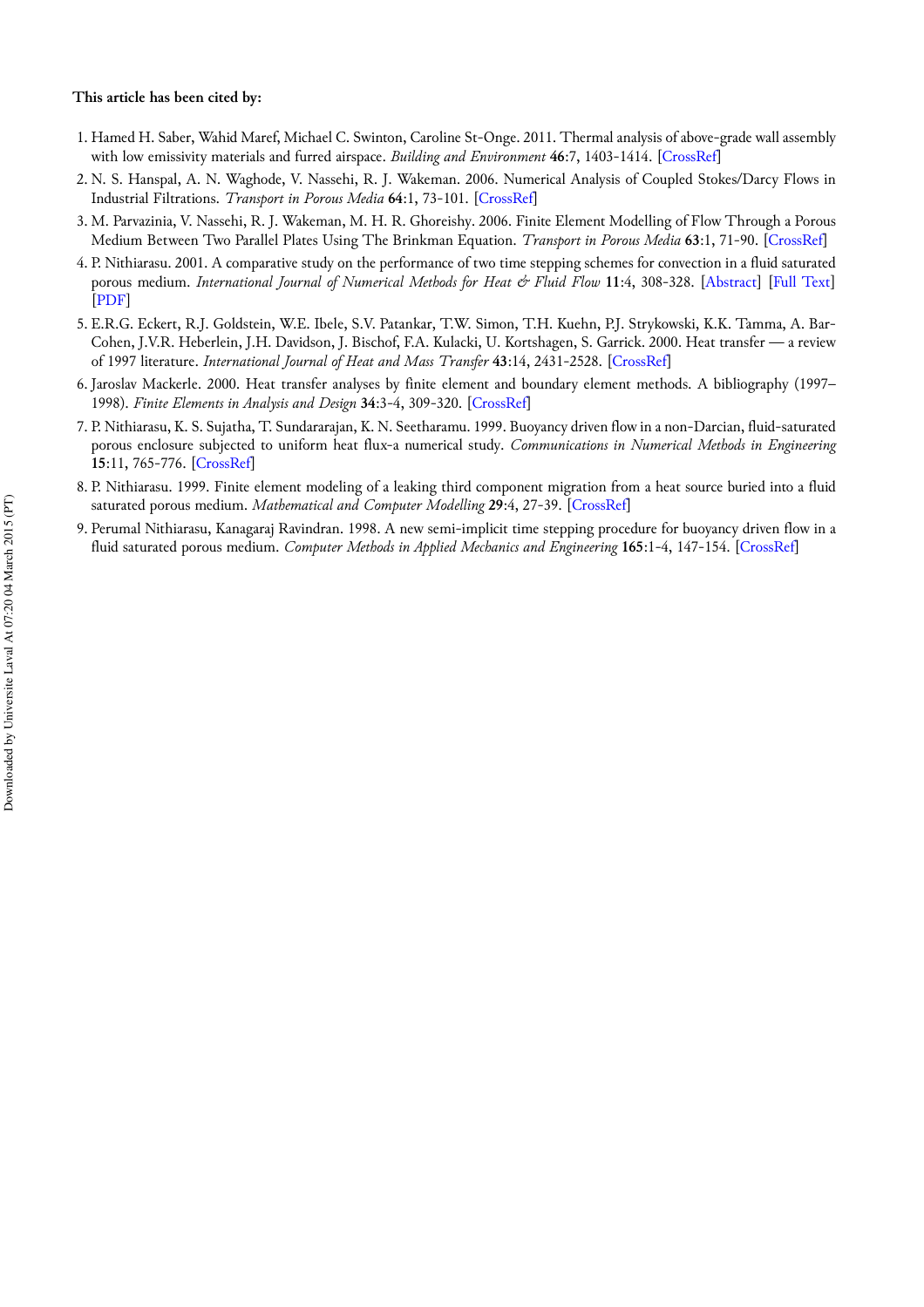**This article has been cited by:**

1. Hamed H. Saber, Wahid Maref, Michael C. Swinton, Caroline St-Onge. 2011. Thermal analysis of above-grade wall assembly with low emissivity materials and furred airspace. *Building and Environment* **46**:7, 1403-1414. [CrossRef]
2. N. S. Hanspal, A. N. Waghode, V. Nassehi, R. J. Wakeman. 2006. Numerical Analysis of Coupled Stokes/Darcy Flows in Industrial Filtrations. *Transport in Porous Media* **64**:1, 73-101. [CrossRef]
3. M. Parvazinia, V. Nassehi, R. J. Wakeman, M. H. R. Ghoreishy. 2006. Finite Element Modelling of Flow Through a Porous Medium Between Two Parallel Plates Using The Brinkman Equation. *Transport in Porous Media* **63**:1, 71-90. [CrossRef]
4. P. Nithiarasu. 2001. A comparative study on the performance of two time stepping schemes for convection in a fluid saturated porous medium. *International Journal of Numerical Methods for Heat & Fluid Flow* **11**:4, 308-328. [Abstract] [Full Text] [PDF]
5. E.R.G. Eckert, R.J. Goldstein, W.E. Ibele, S.V. Patankar, T.W. Simon, T.H. Kuehn, P.J. Strykowski, K.K. Tamma, A. Bar-Cohen, J.V.R. Heberlein, J.H. Davidson, J. Bischof, F.A. Kulacki, U. Kortshagen, S. Garrick. 2000. Heat transfer — a review of 1997 literature. *International Journal of Heat and Mass Transfer* **43**:14, 2431-2528. [CrossRef]
6. Jaroslav Mackerle. 2000. Heat transfer analyses by finite element and boundary element methods. A bibliography (1997–1998). *Finite Elements in Analysis and Design* **34**:3-4, 309-320. [CrossRef]
7. P. Nithiarasu, K. S. Sujatha, T. Sundararajan, K. N. Seetharamu. 1999. Buoyancy driven flow in a non-Darcian, fluid-saturated porous enclosure subjected to uniform heat flux-a numerical study. *Communications in Numerical Methods in Engineering* **15**:11, 765-776. [CrossRef]
8. P. Nithiarasu. 1999. Finite element modeling of a leaking third component migration from a heat source buried into a fluid saturated porous medium. *Mathematical and Computer Modelling* **29**:4, 27-39. [CrossRef]
9. Perumal Nithiarasu, Kanagaraj Ravindran. 1998. A new semi-implicit time stepping procedure for buoyancy driven flow in a fluid saturated porous medium. *Computer Methods in Applied Mechanics and Engineering* **165**:1-4, 147-154. [CrossRef]